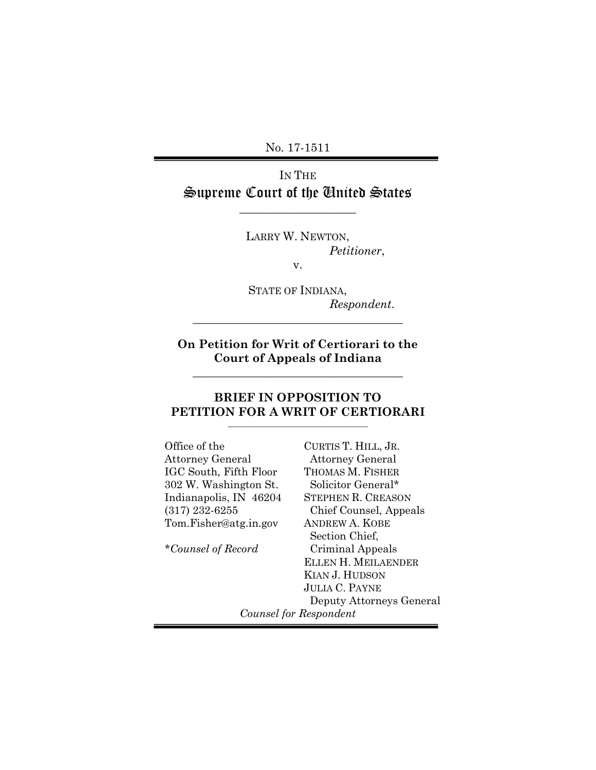No. 17-1511

IN THE
# Supreme Court of the United States

---

LARRY W. NEWTON,
*Petitioner*,

v.

STATE OF INDIANA,
*Respondent*.

---

**On Petition for Writ of Certiorari to the Court of Appeals of Indiana**

---

## BRIEF IN OPPOSITION TO PETITION FOR A WRIT OF CERTIORARI

---

Office of the
Attorney General
IGC South, Fifth Floor
302 W. Washington St.
Indianapolis, IN 46204
(317) 232-6255
Tom.Fisher@atg.in.gov

\**Counsel of Record*

CURTIS T. HILL, JR.
Attorney General
THOMAS M. FISHER
Solicitor General*
STEPHEN R. CREASON
Chief Counsel, Appeals
ANDREW A. KOBE
Section Chief,
Criminal Appeals
ELLEN H. MEILAENDER
KIAN J. HUDSON
JULIA C. PAYNE
Deputy Attorneys General

*Counsel for Respondent*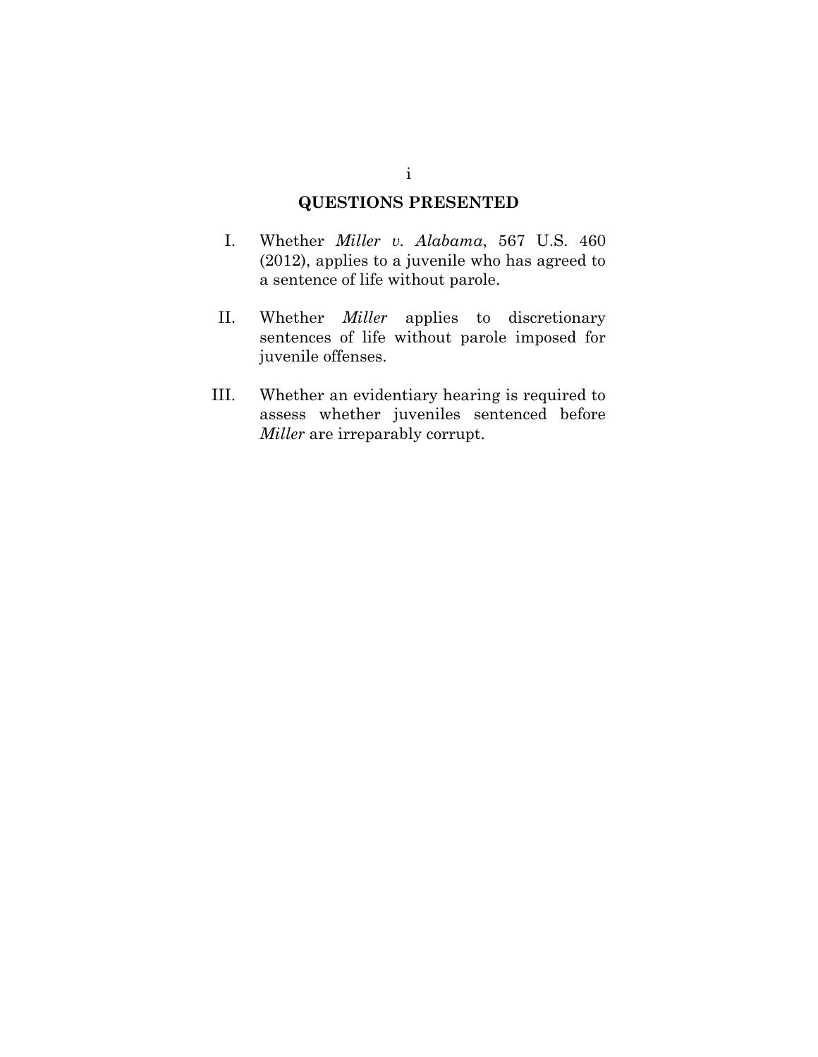## QUESTIONS PRESENTED

I. Whether *Miller v. Alabama*, 567 U.S. 460 (2012), applies to a juvenile who has agreed to a sentence of life without parole.

II. Whether *Miller* applies to discretionary sentences of life without parole imposed for juvenile offenses.

III. Whether an evidentiary hearing is required to assess whether juveniles sentenced before *Miller* are irreparably corrupt.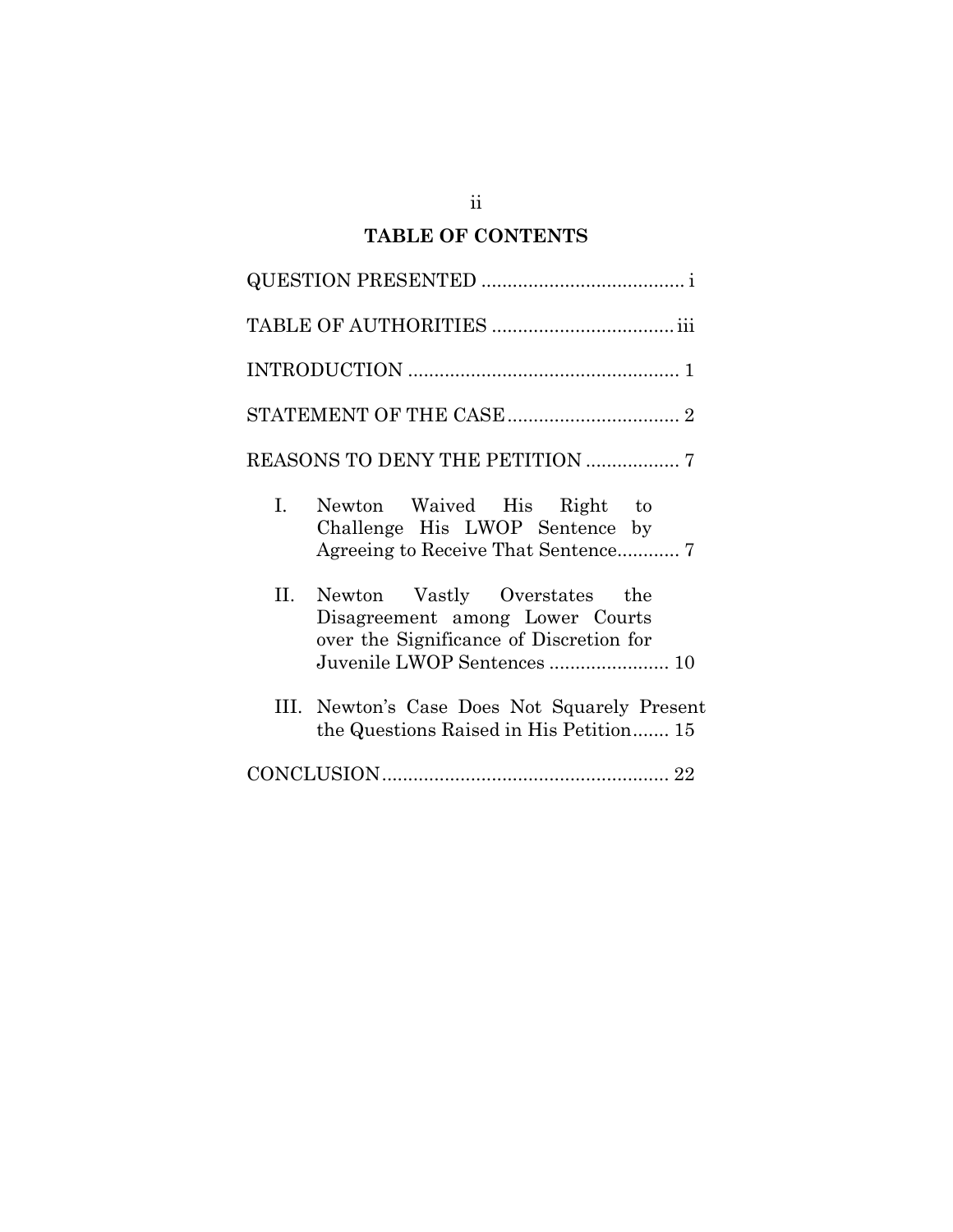## TABLE OF CONTENTS

QUESTION PRESENTED ....................................... i

TABLE OF AUTHORITIES .................................. iii

INTRODUCTION .................................................... 1

STATEMENT OF THE CASE ................................ 2

REASONS TO DENY THE PETITION .................. 7

- I. Newton Waived His Right to Challenge His LWOP Sentence by Agreeing to Receive That Sentence............ 7
- II. Newton Vastly Overstates the Disagreement among Lower Courts over the Significance of Discretion for Juvenile LWOP Sentences ....................... 10
- III. Newton's Case Does Not Squarely Present the Questions Raised in His Petition....... 15

CONCLUSION....................................................... 22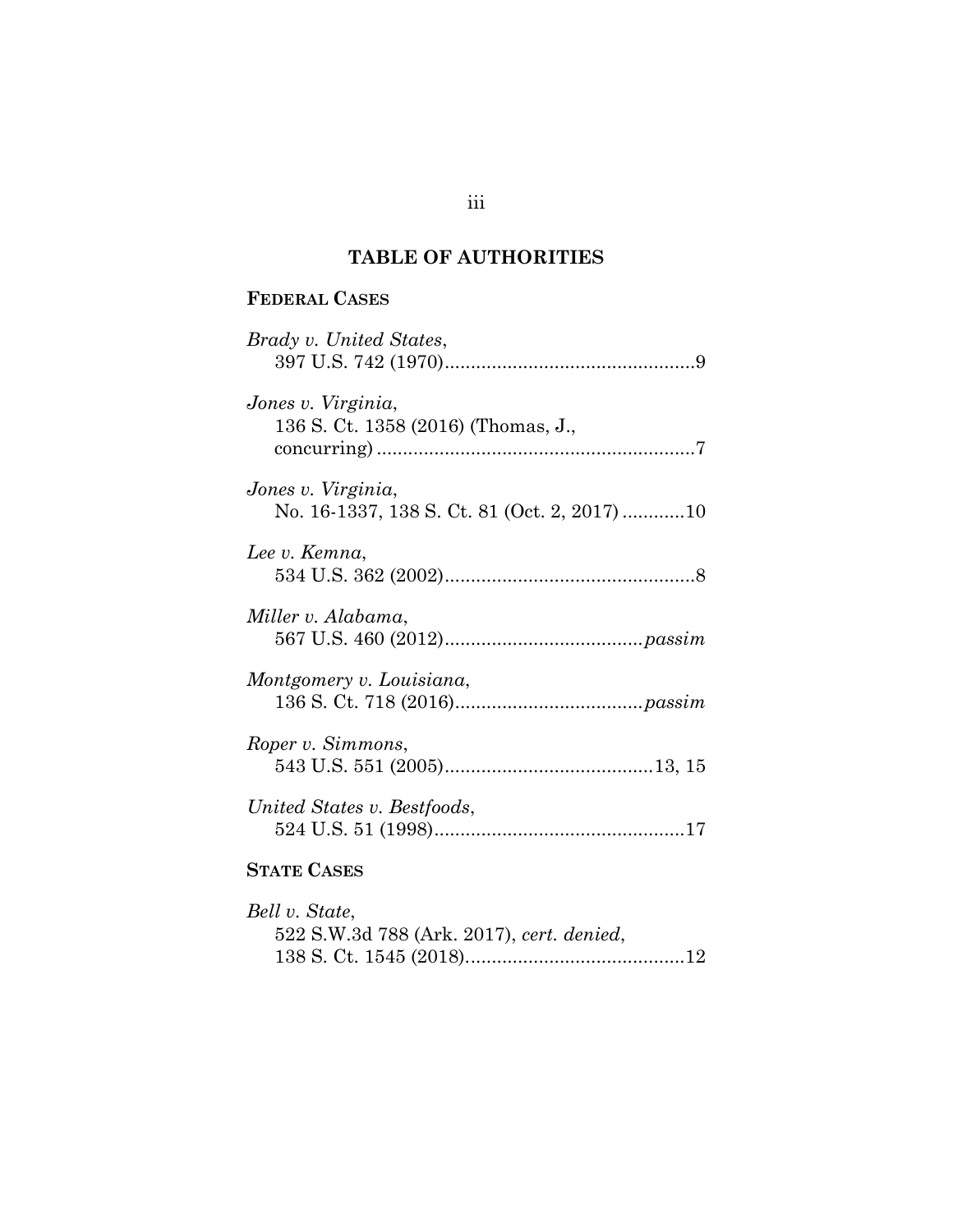## TABLE OF AUTHORITIES

### FEDERAL CASES

*Brady v. United States*,
397 U.S. 742 (1970)................................................9

*Jones v. Virginia*,
136 S. Ct. 1358 (2016) (Thomas, J., concurring)............................................................7

*Jones v. Virginia*,
No. 16-1337, 138 S. Ct. 81 (Oct. 2, 2017)............10

*Lee v. Kemna*,
534 U.S. 362 (2002)................................................8

*Miller v. Alabama*,
567 U.S. 460 (2012)....................................*passim*

*Montgomery v. Louisiana*,
136 S. Ct. 718 (2016)..................................*passim*

*Roper v. Simmons*,
543 U.S. 551 (2005)........................................13, 15

*United States v. Bestfoods*,
524 U.S. 51 (1998)................................................17

### STATE CASES

*Bell v. State*,
522 S.W.3d 788 (Ark. 2017), *cert. denied*,
138 S. Ct. 1545 (2018)..........................................12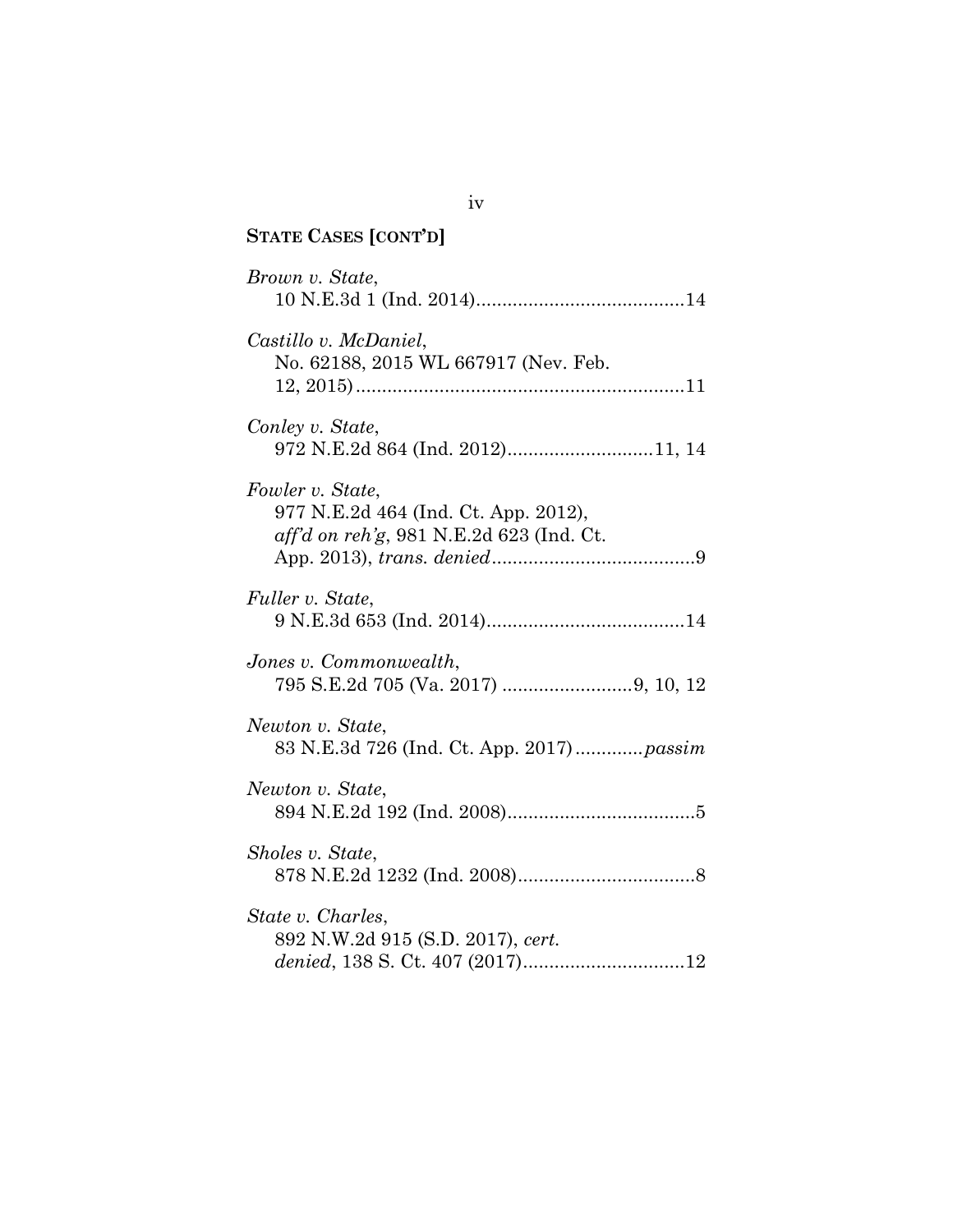**STATE CASES [CONT'D]**

*Brown v. State*,
10 N.E.3d 1 (Ind. 2014)........................................14

*Castillo v. McDaniel*,
No. 62188, 2015 WL 667917 (Nev. Feb. 12, 2015)...............................................................11

*Conley v. State*,
972 N.E.2d 864 (Ind. 2012)............................11, 14

*Fowler v. State*,
977 N.E.2d 464 (Ind. Ct. App. 2012), *aff'd on reh'g*, 981 N.E.2d 623 (Ind. Ct. App. 2013), *trans. denied*.......................................9

*Fuller v. State*,
9 N.E.3d 653 (Ind. 2014)......................................14

*Jones v. Commonwealth*,
795 S.E.2d 705 (Va. 2017) .........................9, 10, 12

*Newton v. State*,
83 N.E.3d 726 (Ind. Ct. App. 2017).............*passim*

*Newton v. State*,
894 N.E.2d 192 (Ind. 2008)....................................5

*Sholes v. State*,
878 N.E.2d 1232 (Ind. 2008)..................................8

*State v. Charles*,
892 N.W.2d 915 (S.D. 2017), *cert. denied*, 138 S. Ct. 407 (2017)...............................12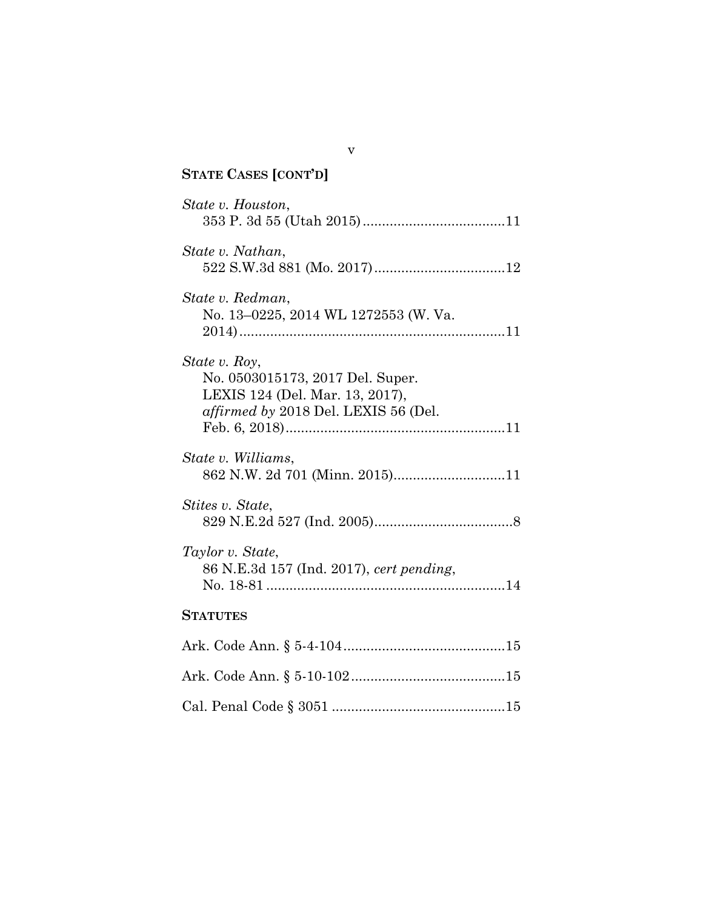**STATE CASES [CONT'D]**

*State v. Houston*,
353 P. 3d 55 (Utah 2015) .....................................11

*State v. Nathan*,
522 S.W.3d 881 (Mo. 2017) ..................................12

*State v. Redman*,
No. 13–0225, 2014 WL 1272553 (W. Va. 2014) .....................................................................11

*State v. Roy*,
No. 0503015173, 2017 Del. Super. LEXIS 124 (Del. Mar. 13, 2017), *affirmed by* 2018 Del. LEXIS 56 (Del. Feb. 6, 2018) .........................................................11

*State v. Williams*,
862 N.W. 2d 701 (Minn. 2015) .............................11

*Stites v. State*,
829 N.E.2d 527 (Ind. 2005) ....................................8

*Taylor v. State*,
86 N.E.3d 157 (Ind. 2017), *cert pending*, No. 18-81 ..............................................................14

**STATUTES**

Ark. Code Ann. § 5-4-104 ..........................................15

Ark. Code Ann. § 5-10-102 ........................................15

Cal. Penal Code § 3051 .............................................15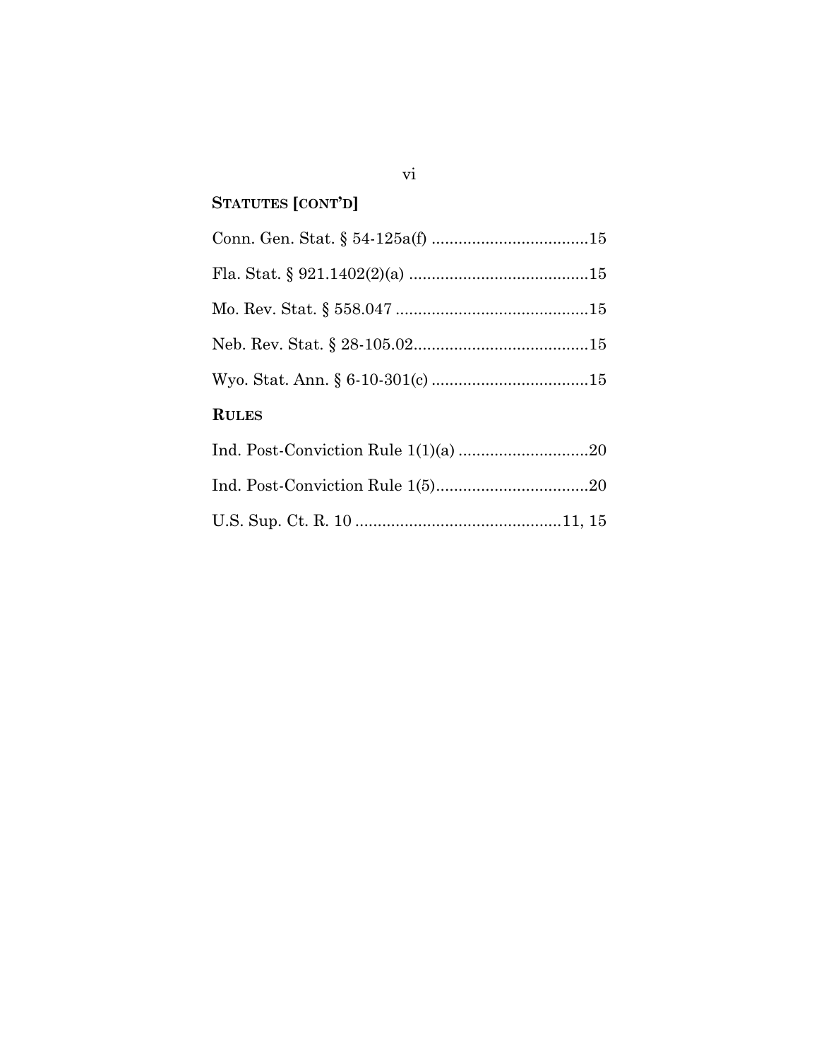**STATUTES [CONT'D]**

Conn. Gen. Stat. § 54-125a(f) ....................................15

Fla. Stat. § 921.1402(2)(a) .........................................15

Mo. Rev. Stat. § 558.047 ............................................15

Neb. Rev. Stat. § 28-105.02........................................15

Wyo. Stat. Ann. § 6-10-301(c) ....................................15

**RULES**

Ind. Post-Conviction Rule 1(1)(a) ..............................20

Ind. Post-Conviction Rule 1(5)...................................20

U.S. Sup. Ct. R. 10 ..............................................11, 15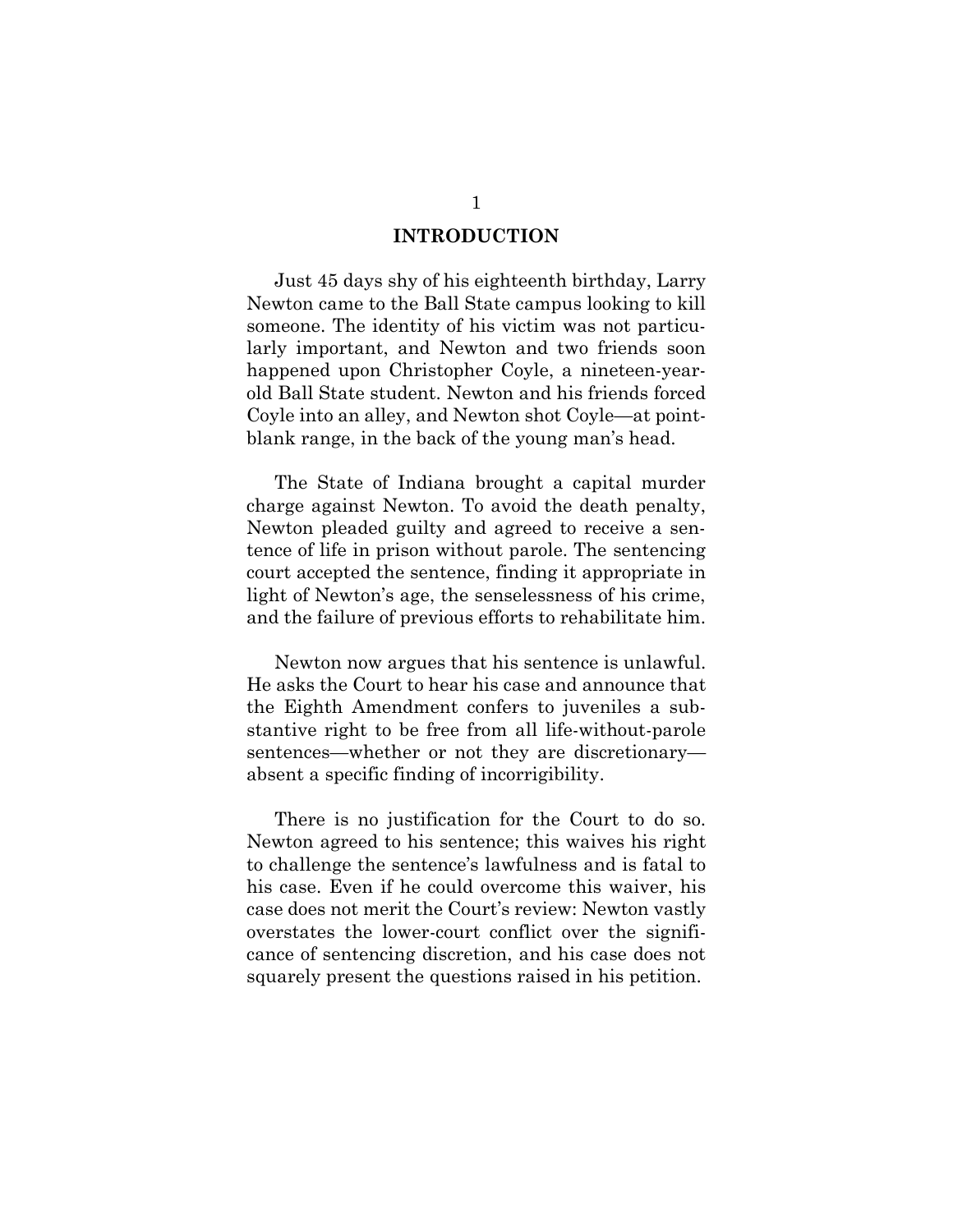## INTRODUCTION

Just 45 days shy of his eighteenth birthday, Larry Newton came to the Ball State campus looking to kill someone. The identity of his victim was not particularly important, and Newton and two friends soon happened upon Christopher Coyle, a nineteen-year-old Ball State student. Newton and his friends forced Coyle into an alley, and Newton shot Coyle—at point-blank range, in the back of the young man's head.

The State of Indiana brought a capital murder charge against Newton. To avoid the death penalty, Newton pleaded guilty and agreed to receive a sentence of life in prison without parole. The sentencing court accepted the sentence, finding it appropriate in light of Newton's age, the senselessness of his crime, and the failure of previous efforts to rehabilitate him.

Newton now argues that his sentence is unlawful. He asks the Court to hear his case and announce that the Eighth Amendment confers to juveniles a substantive right to be free from all life-without-parole sentences—whether or not they are discretionary—absent a specific finding of incorrigibility.

There is no justification for the Court to do so. Newton agreed to his sentence; this waives his right to challenge the sentence's lawfulness and is fatal to his case. Even if he could overcome this waiver, his case does not merit the Court's review: Newton vastly overstates the lower-court conflict over the significance of sentencing discretion, and his case does not squarely present the questions raised in his petition.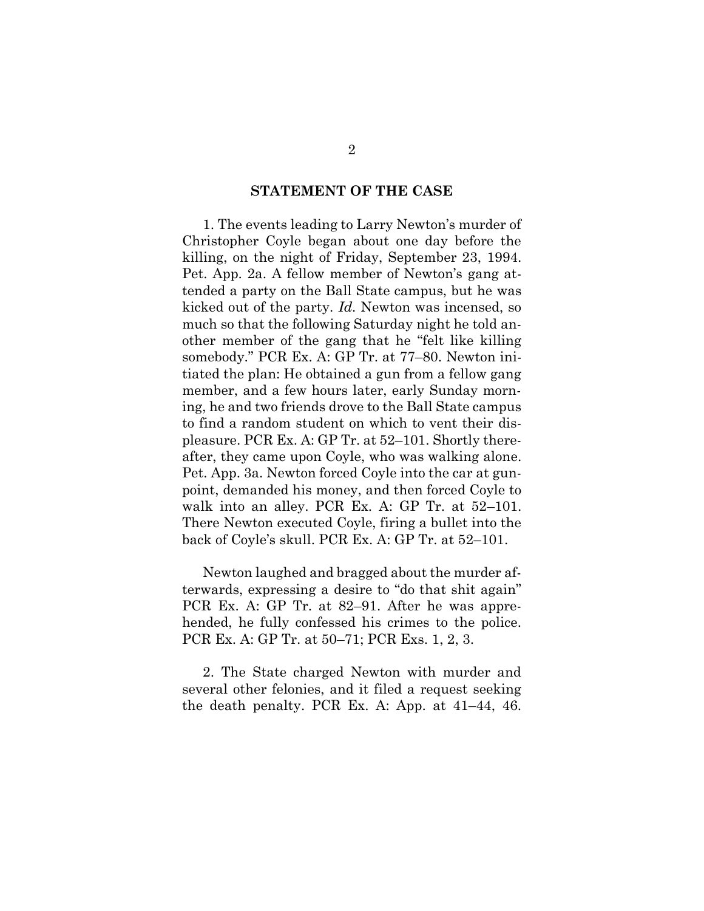## STATEMENT OF THE CASE

1. The events leading to Larry Newton's murder of Christopher Coyle began about one day before the killing, on the night of Friday, September 23, 1994. Pet. App. 2a. A fellow member of Newton's gang attended a party on the Ball State campus, but he was kicked out of the party. *Id.* Newton was incensed, so much so that the following Saturday night he told another member of the gang that he "felt like killing somebody." PCR Ex. A: GP Tr. at 77–80. Newton initiated the plan: He obtained a gun from a fellow gang member, and a few hours later, early Sunday morning, he and two friends drove to the Ball State campus to find a random student on which to vent their displeasure. PCR Ex. A: GP Tr. at 52–101. Shortly thereafter, they came upon Coyle, who was walking alone. Pet. App. 3a. Newton forced Coyle into the car at gunpoint, demanded his money, and then forced Coyle to walk into an alley. PCR Ex. A: GP Tr. at 52–101. There Newton executed Coyle, firing a bullet into the back of Coyle's skull. PCR Ex. A: GP Tr. at 52–101.

Newton laughed and bragged about the murder afterwards, expressing a desire to "do that shit again" PCR Ex. A: GP Tr. at 82–91. After he was apprehended, he fully confessed his crimes to the police. PCR Ex. A: GP Tr. at 50–71; PCR Exs. 1, 2, 3.

2. The State charged Newton with murder and several other felonies, and it filed a request seeking the death penalty. PCR Ex. A: App. at 41–44, 46.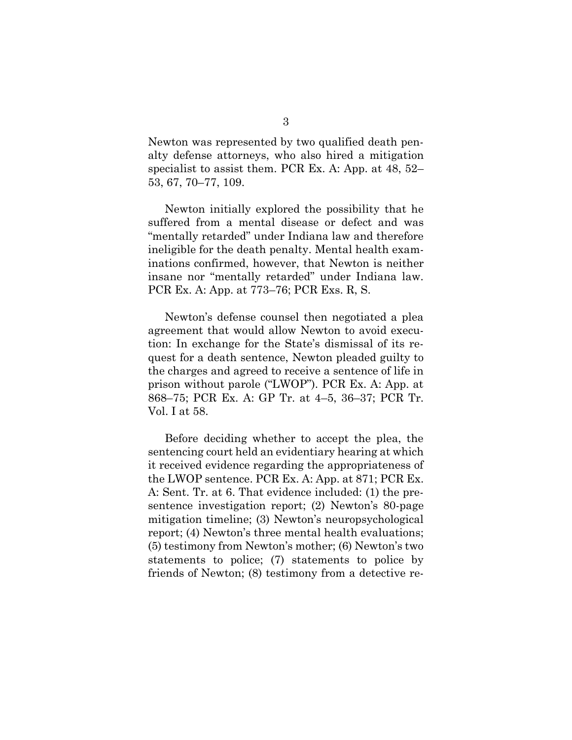Newton was represented by two qualified death penalty defense attorneys, who also hired a mitigation specialist to assist them. PCR Ex. A: App. at 48, 52–53, 67, 70–77, 109.

Newton initially explored the possibility that he suffered from a mental disease or defect and was "mentally retarded" under Indiana law and therefore ineligible for the death penalty. Mental health examinations confirmed, however, that Newton is neither insane nor "mentally retarded" under Indiana law. PCR Ex. A: App. at 773–76; PCR Exs. R, S.

Newton's defense counsel then negotiated a plea agreement that would allow Newton to avoid execution: In exchange for the State's dismissal of its request for a death sentence, Newton pleaded guilty to the charges and agreed to receive a sentence of life in prison without parole ("LWOP"). PCR Ex. A: App. at 868–75; PCR Ex. A: GP Tr. at 4–5, 36–37; PCR Tr. Vol. I at 58.

Before deciding whether to accept the plea, the sentencing court held an evidentiary hearing at which it received evidence regarding the appropriateness of the LWOP sentence. PCR Ex. A: App. at 871; PCR Ex. A: Sent. Tr. at 6. That evidence included: (1) the presentence investigation report; (2) Newton's 80-page mitigation timeline; (3) Newton's neuropsychological report; (4) Newton's three mental health evaluations; (5) testimony from Newton's mother; (6) Newton's two statements to police; (7) statements to police by friends of Newton; (8) testimony from a detective re-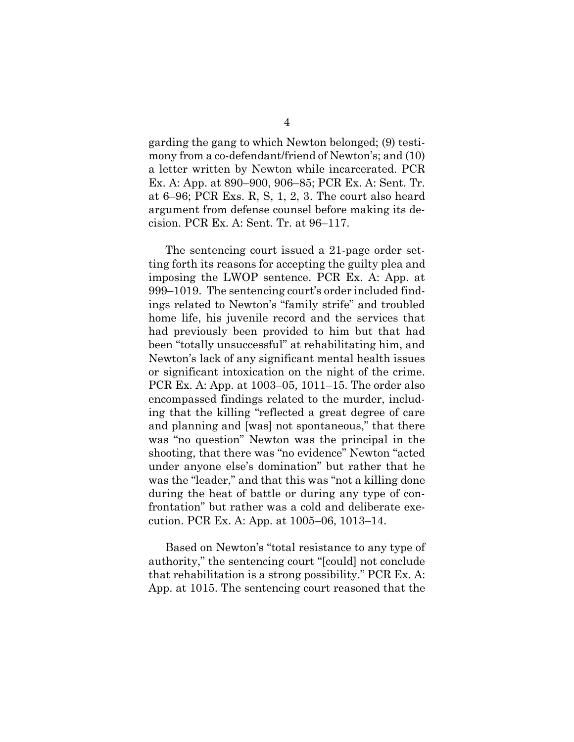garding the gang to which Newton belonged; (9) testimony from a co-defendant/friend of Newton's; and (10) a letter written by Newton while incarcerated. PCR Ex. A: App. at 890–900, 906–85; PCR Ex. A: Sent. Tr. at 6–96; PCR Exs. R, S, 1, 2, 3. The court also heard argument from defense counsel before making its decision. PCR Ex. A: Sent. Tr. at 96–117.

The sentencing court issued a 21-page order setting forth its reasons for accepting the guilty plea and imposing the LWOP sentence. PCR Ex. A: App. at 999–1019. The sentencing court's order included findings related to Newton's "family strife" and troubled home life, his juvenile record and the services that had previously been provided to him but that had been "totally unsuccessful" at rehabilitating him, and Newton's lack of any significant mental health issues or significant intoxication on the night of the crime. PCR Ex. A: App. at 1003–05, 1011–15. The order also encompassed findings related to the murder, including that the killing "reflected a great degree of care and planning and [was] not spontaneous," that there was "no question" Newton was the principal in the shooting, that there was "no evidence" Newton "acted under anyone else's domination" but rather that he was the "leader," and that this was "not a killing done during the heat of battle or during any type of confrontation" but rather was a cold and deliberate execution. PCR Ex. A: App. at 1005–06, 1013–14.

Based on Newton's "total resistance to any type of authority," the sentencing court "[could] not conclude that rehabilitation is a strong possibility." PCR Ex. A: App. at 1015. The sentencing court reasoned that the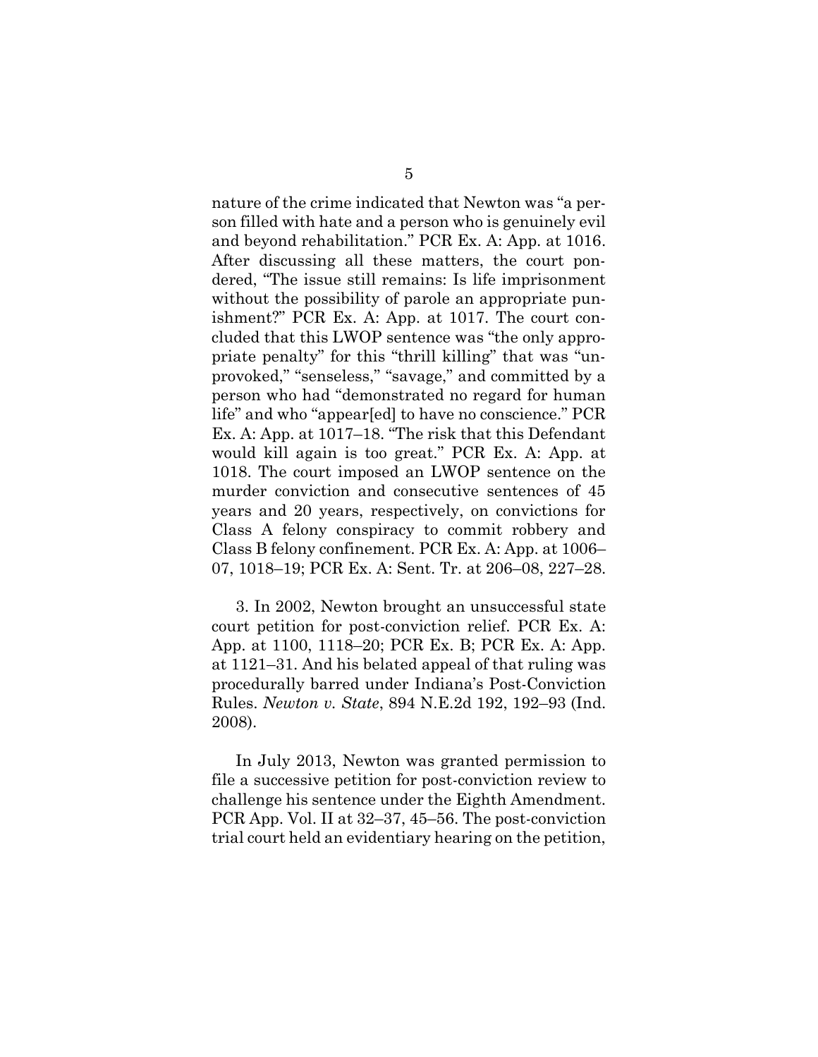nature of the crime indicated that Newton was "a person filled with hate and a person who is genuinely evil and beyond rehabilitation." PCR Ex. A: App. at 1016. After discussing all these matters, the court pondered, "The issue still remains: Is life imprisonment without the possibility of parole an appropriate punishment?" PCR Ex. A: App. at 1017. The court concluded that this LWOP sentence was "the only appropriate penalty" for this "thrill killing" that was "unprovoked," "senseless," "savage," and committed by a person who had "demonstrated no regard for human life" and who "appear[ed] to have no conscience." PCR Ex. A: App. at 1017–18. "The risk that this Defendant would kill again is too great." PCR Ex. A: App. at 1018. The court imposed an LWOP sentence on the murder conviction and consecutive sentences of 45 years and 20 years, respectively, on convictions for Class A felony conspiracy to commit robbery and Class B felony confinement. PCR Ex. A: App. at 1006–07, 1018–19; PCR Ex. A: Sent. Tr. at 206–08, 227–28.

3. In 2002, Newton brought an unsuccessful state court petition for post-conviction relief. PCR Ex. A: App. at 1100, 1118–20; PCR Ex. B; PCR Ex. A: App. at 1121–31. And his belated appeal of that ruling was procedurally barred under Indiana's Post-Conviction Rules. *Newton v. State*, 894 N.E.2d 192, 192–93 (Ind. 2008).

In July 2013, Newton was granted permission to file a successive petition for post-conviction review to challenge his sentence under the Eighth Amendment. PCR App. Vol. II at 32–37, 45–56. The post-conviction trial court held an evidentiary hearing on the petition,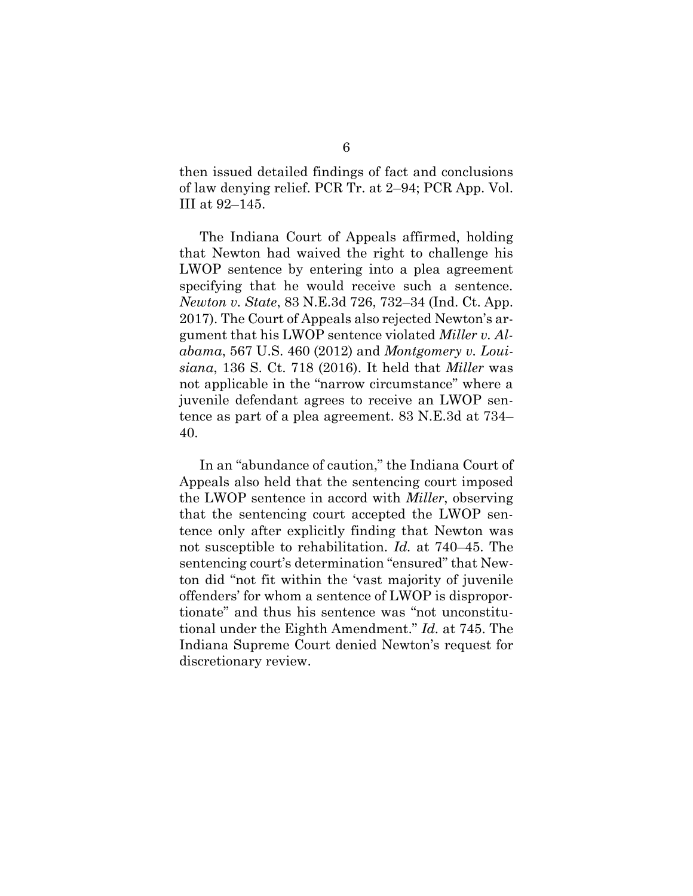then issued detailed findings of fact and conclusions of law denying relief. PCR Tr. at 2–94; PCR App. Vol. III at 92–145.

The Indiana Court of Appeals affirmed, holding that Newton had waived the right to challenge his LWOP sentence by entering into a plea agreement specifying that he would receive such a sentence. *Newton v. State*, 83 N.E.3d 726, 732–34 (Ind. Ct. App. 2017). The Court of Appeals also rejected Newton's argument that his LWOP sentence violated *Miller v. Alabama*, 567 U.S. 460 (2012) and *Montgomery v. Louisiana*, 136 S. Ct. 718 (2016). It held that *Miller* was not applicable in the "narrow circumstance" where a juvenile defendant agrees to receive an LWOP sentence as part of a plea agreement. 83 N.E.3d at 734–40.

In an "abundance of caution," the Indiana Court of Appeals also held that the sentencing court imposed the LWOP sentence in accord with *Miller*, observing that the sentencing court accepted the LWOP sentence only after explicitly finding that Newton was not susceptible to rehabilitation. *Id.* at 740–45. The sentencing court's determination "ensured" that Newton did "not fit within the 'vast majority of juvenile offenders' for whom a sentence of LWOP is disproportionate" and thus his sentence was "not unconstitutional under the Eighth Amendment." *Id.* at 745. The Indiana Supreme Court denied Newton's request for discretionary review.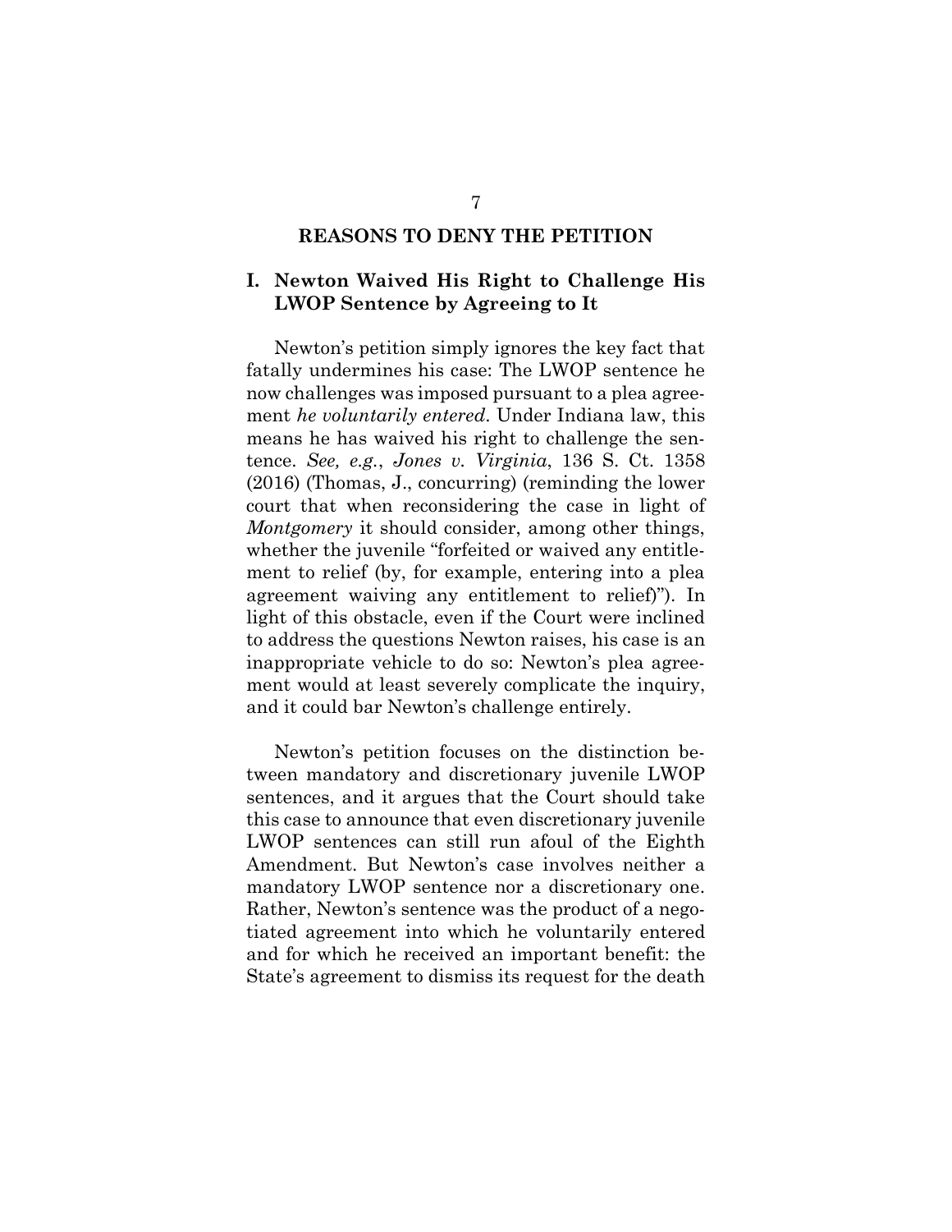## REASONS TO DENY THE PETITION

### I. Newton Waived His Right to Challenge His LWOP Sentence by Agreeing to It

Newton's petition simply ignores the key fact that fatally undermines his case: The LWOP sentence he now challenges was imposed pursuant to a plea agreement *he voluntarily entered*. Under Indiana law, this means he has waived his right to challenge the sentence. *See, e.g.*, *Jones v. Virginia*, 136 S. Ct. 1358 (2016) (Thomas, J., concurring) (reminding the lower court that when reconsidering the case in light of *Montgomery* it should consider, among other things, whether the juvenile "forfeited or waived any entitlement to relief (by, for example, entering into a plea agreement waiving any entitlement to relief)"). In light of this obstacle, even if the Court were inclined to address the questions Newton raises, his case is an inappropriate vehicle to do so: Newton's plea agreement would at least severely complicate the inquiry, and it could bar Newton's challenge entirely.

Newton's petition focuses on the distinction between mandatory and discretionary juvenile LWOP sentences, and it argues that the Court should take this case to announce that even discretionary juvenile LWOP sentences can still run afoul of the Eighth Amendment. But Newton's case involves neither a mandatory LWOP sentence nor a discretionary one. Rather, Newton's sentence was the product of a negotiated agreement into which he voluntarily entered and for which he received an important benefit: the State's agreement to dismiss its request for the death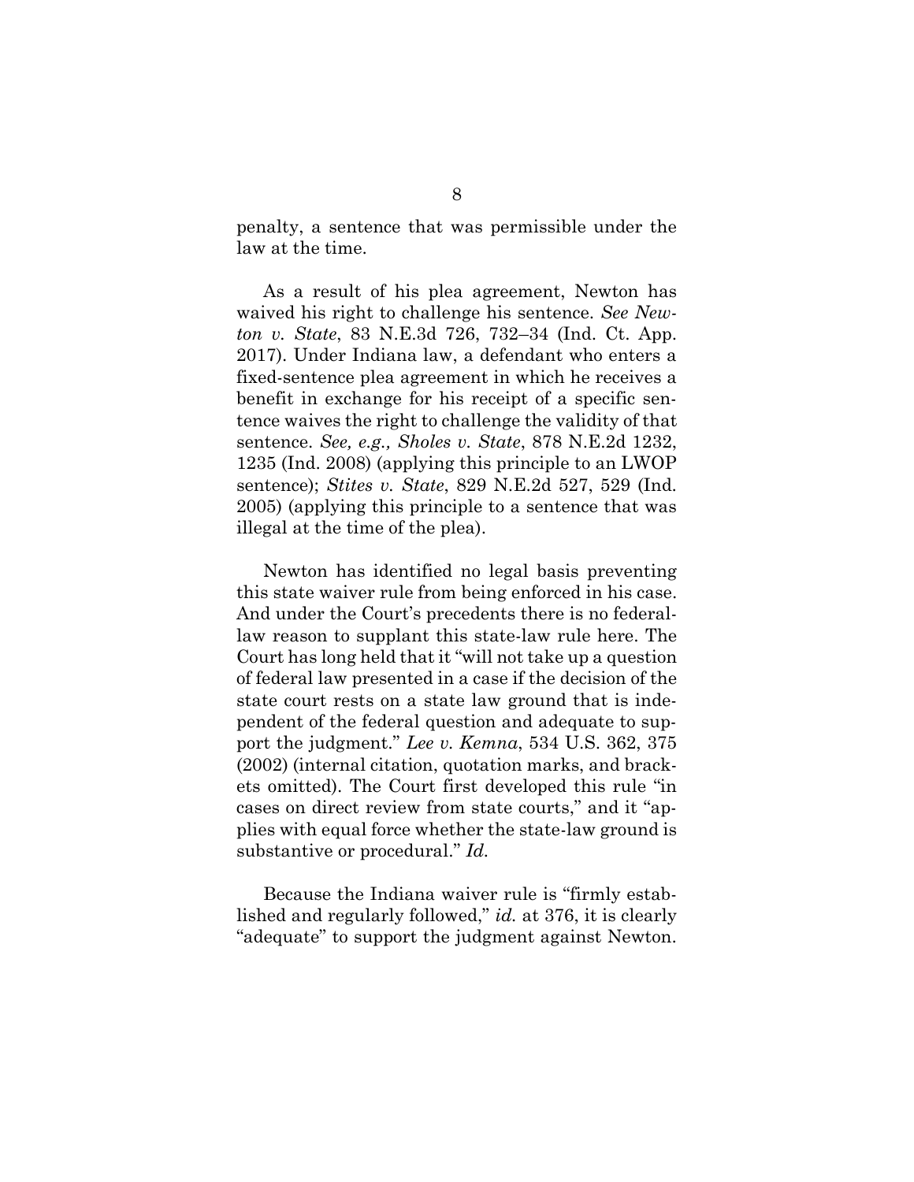penalty, a sentence that was permissible under the law at the time.

As a result of his plea agreement, Newton has waived his right to challenge his sentence. *See Newton v. State*, 83 N.E.3d 726, 732–34 (Ind. Ct. App. 2017). Under Indiana law, a defendant who enters a fixed-sentence plea agreement in which he receives a benefit in exchange for his receipt of a specific sentence waives the right to challenge the validity of that sentence. *See, e.g., Sholes v. State*, 878 N.E.2d 1232, 1235 (Ind. 2008) (applying this principle to an LWOP sentence); *Stites v. State*, 829 N.E.2d 527, 529 (Ind. 2005) (applying this principle to a sentence that was illegal at the time of the plea).

Newton has identified no legal basis preventing this state waiver rule from being enforced in his case. And under the Court's precedents there is no federal-law reason to supplant this state-law rule here. The Court has long held that it "will not take up a question of federal law presented in a case if the decision of the state court rests on a state law ground that is independent of the federal question and adequate to support the judgment." *Lee v. Kemna*, 534 U.S. 362, 375 (2002) (internal citation, quotation marks, and brackets omitted). The Court first developed this rule "in cases on direct review from state courts," and it "applies with equal force whether the state-law ground is substantive or procedural." *Id.*

Because the Indiana waiver rule is "firmly established and regularly followed," *id.* at 376, it is clearly "adequate" to support the judgment against Newton.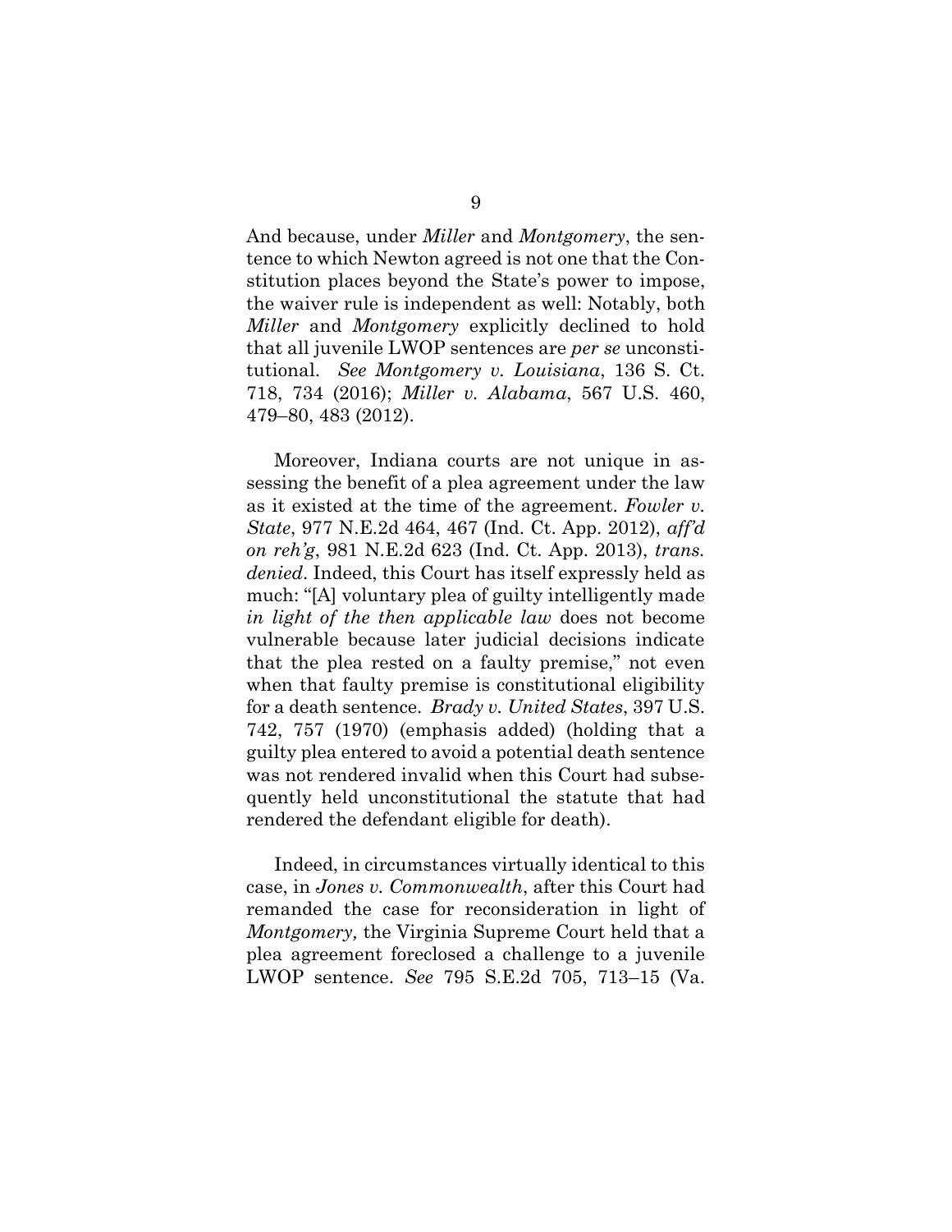And because, under *Miller* and *Montgomery*, the sentence to which Newton agreed is not one that the Constitution places beyond the State's power to impose, the waiver rule is independent as well: Notably, both *Miller* and *Montgomery* explicitly declined to hold that all juvenile LWOP sentences are *per se* unconstitutional. *See Montgomery v. Louisiana*, 136 S. Ct. 718, 734 (2016); *Miller v. Alabama*, 567 U.S. 460, 479–80, 483 (2012).

Moreover, Indiana courts are not unique in assessing the benefit of a plea agreement under the law as it existed at the time of the agreement. *Fowler v. State*, 977 N.E.2d 464, 467 (Ind. Ct. App. 2012), *aff'd on reh'g*, 981 N.E.2d 623 (Ind. Ct. App. 2013), *trans. denied*. Indeed, this Court has itself expressly held as much: "[A] voluntary plea of guilty intelligently made *in light of the then applicable law* does not become vulnerable because later judicial decisions indicate that the plea rested on a faulty premise," not even when that faulty premise is constitutional eligibility for a death sentence. *Brady v. United States*, 397 U.S. 742, 757 (1970) (emphasis added) (holding that a guilty plea entered to avoid a potential death sentence was not rendered invalid when this Court had subsequently held unconstitutional the statute that had rendered the defendant eligible for death).

Indeed, in circumstances virtually identical to this case, in *Jones v. Commonwealth*, after this Court had remanded the case for reconsideration in light of *Montgomery,* the Virginia Supreme Court held that a plea agreement foreclosed a challenge to a juvenile LWOP sentence. *See* 795 S.E.2d 705, 713–15 (Va.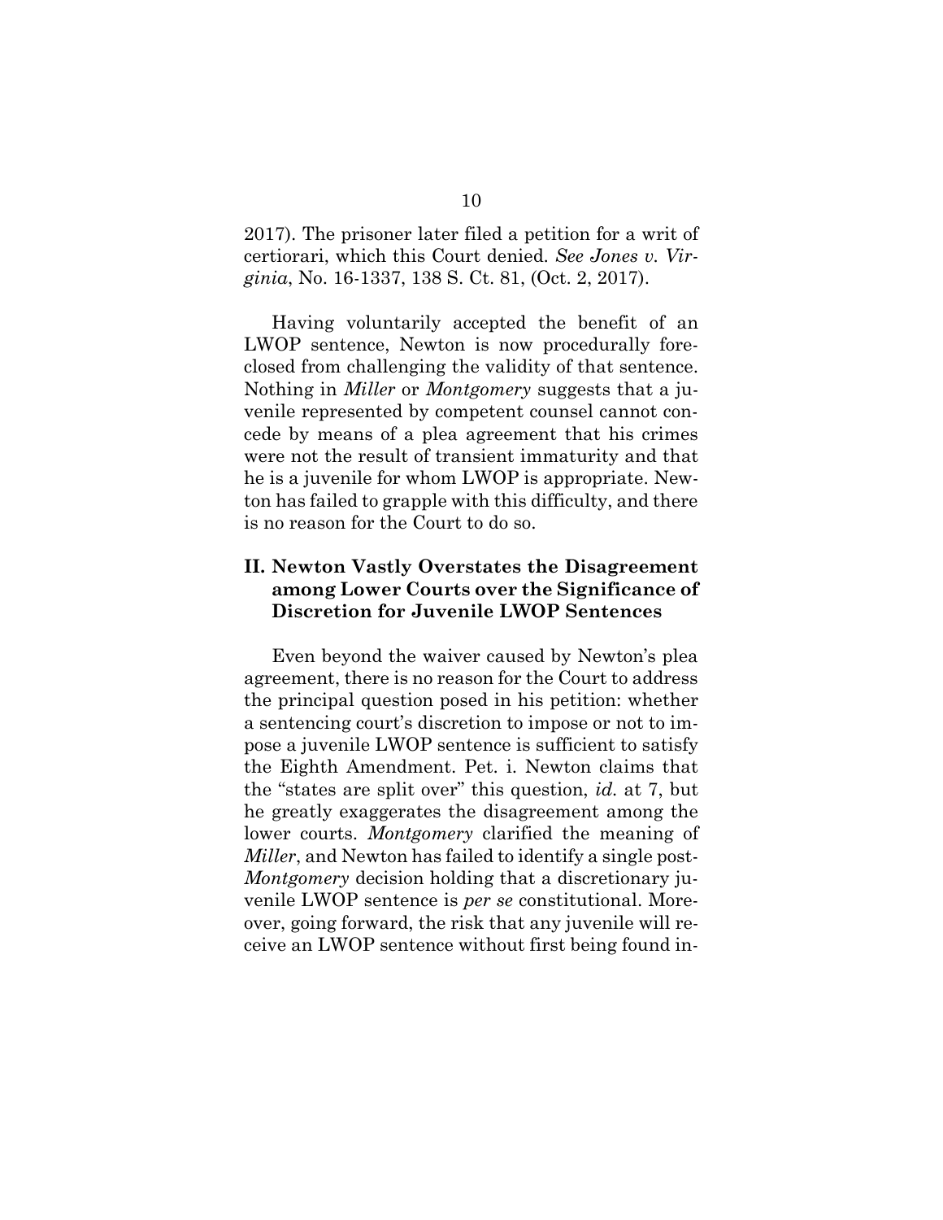2017). The prisoner later filed a petition for a writ of certiorari, which this Court denied. *See Jones v. Virginia*, No. 16-1337, 138 S. Ct. 81, (Oct. 2, 2017).

Having voluntarily accepted the benefit of an LWOP sentence, Newton is now procedurally foreclosed from challenging the validity of that sentence. Nothing in *Miller* or *Montgomery* suggests that a juvenile represented by competent counsel cannot concede by means of a plea agreement that his crimes were not the result of transient immaturity and that he is a juvenile for whom LWOP is appropriate. Newton has failed to grapple with this difficulty, and there is no reason for the Court to do so.

## II. Newton Vastly Overstates the Disagreement among Lower Courts over the Significance of Discretion for Juvenile LWOP Sentences

Even beyond the waiver caused by Newton's plea agreement, there is no reason for the Court to address the principal question posed in his petition: whether a sentencing court's discretion to impose or not to impose a juvenile LWOP sentence is sufficient to satisfy the Eighth Amendment. Pet. i. Newton claims that the "states are split over" this question, *id.* at 7, but he greatly exaggerates the disagreement among the lower courts. *Montgomery* clarified the meaning of *Miller*, and Newton has failed to identify a single post-*Montgomery* decision holding that a discretionary juvenile LWOP sentence is *per se* constitutional. Moreover, going forward, the risk that any juvenile will receive an LWOP sentence without first being found in-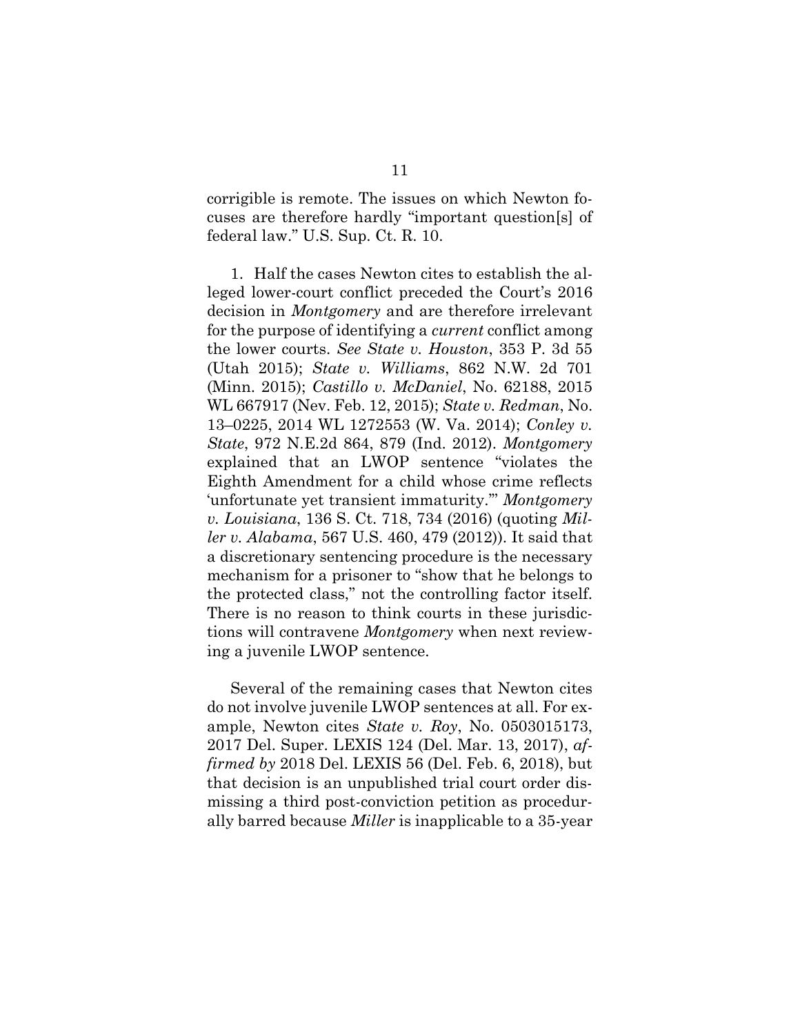corrigible is remote. The issues on which Newton focuses are therefore hardly "important question[s] of federal law." U.S. Sup. Ct. R. 10.

1. Half the cases Newton cites to establish the alleged lower-court conflict preceded the Court's 2016 decision in *Montgomery* and are therefore irrelevant for the purpose of identifying a *current* conflict among the lower courts. *See State v. Houston*, 353 P. 3d 55 (Utah 2015); *State v. Williams*, 862 N.W. 2d 701 (Minn. 2015); *Castillo v. McDaniel*, No. 62188, 2015 WL 667917 (Nev. Feb. 12, 2015); *State v. Redman*, No. 13–0225, 2014 WL 1272553 (W. Va. 2014); *Conley v. State*, 972 N.E.2d 864, 879 (Ind. 2012). *Montgomery* explained that an LWOP sentence "violates the Eighth Amendment for a child whose crime reflects 'unfortunate yet transient immaturity.'" *Montgomery v. Louisiana*, 136 S. Ct. 718, 734 (2016) (quoting *Miller v. Alabama*, 567 U.S. 460, 479 (2012)). It said that a discretionary sentencing procedure is the necessary mechanism for a prisoner to "show that he belongs to the protected class," not the controlling factor itself. There is no reason to think courts in these jurisdictions will contravene *Montgomery* when next reviewing a juvenile LWOP sentence.

Several of the remaining cases that Newton cites do not involve juvenile LWOP sentences at all. For example, Newton cites *State v. Roy*, No. 0503015173, 2017 Del. Super. LEXIS 124 (Del. Mar. 13, 2017), *affirmed by* 2018 Del. LEXIS 56 (Del. Feb. 6, 2018), but that decision is an unpublished trial court order dismissing a third post-conviction petition as procedurally barred because *Miller* is inapplicable to a 35-year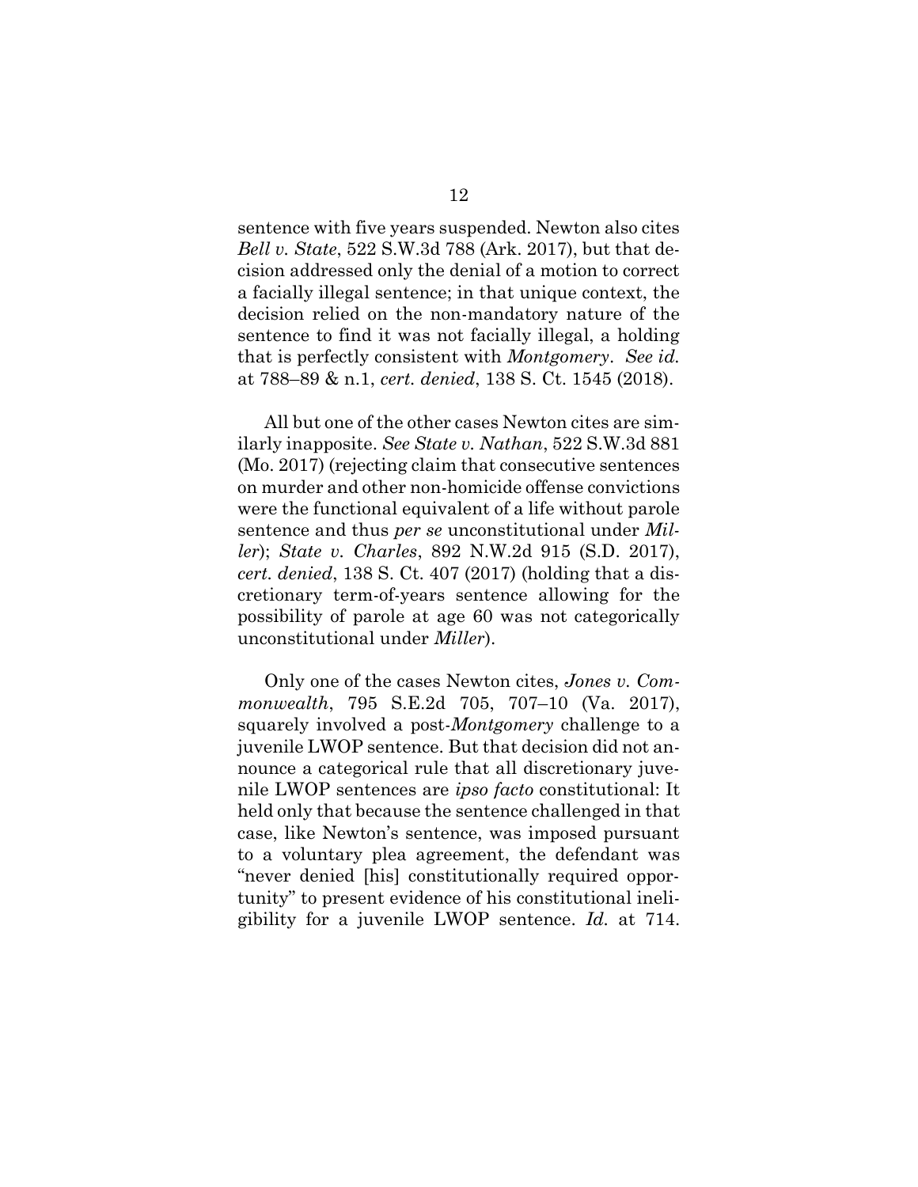sentence with five years suspended. Newton also cites *Bell v. State*, 522 S.W.3d 788 (Ark. 2017), but that decision addressed only the denial of a motion to correct a facially illegal sentence; in that unique context, the decision relied on the non-mandatory nature of the sentence to find it was not facially illegal, a holding that is perfectly consistent with *Montgomery*. *See id.* at 788–89 & n.1, *cert. denied*, 138 S. Ct. 1545 (2018).

All but one of the other cases Newton cites are similarly inapposite. *See State v. Nathan*, 522 S.W.3d 881 (Mo. 2017) (rejecting claim that consecutive sentences on murder and other non-homicide offense convictions were the functional equivalent of a life without parole sentence and thus *per se* unconstitutional under *Miller*); *State v. Charles*, 892 N.W.2d 915 (S.D. 2017), *cert. denied*, 138 S. Ct. 407 (2017) (holding that a discretionary term-of-years sentence allowing for the possibility of parole at age 60 was not categorically unconstitutional under *Miller*).

Only one of the cases Newton cites, *Jones v. Commonwealth*, 795 S.E.2d 705, 707–10 (Va. 2017), squarely involved a post-*Montgomery* challenge to a juvenile LWOP sentence. But that decision did not announce a categorical rule that all discretionary juvenile LWOP sentences are *ipso facto* constitutional: It held only that because the sentence challenged in that case, like Newton's sentence, was imposed pursuant to a voluntary plea agreement, the defendant was "never denied [his] constitutionally required opportunity" to present evidence of his constitutional ineligibility for a juvenile LWOP sentence. *Id.* at 714.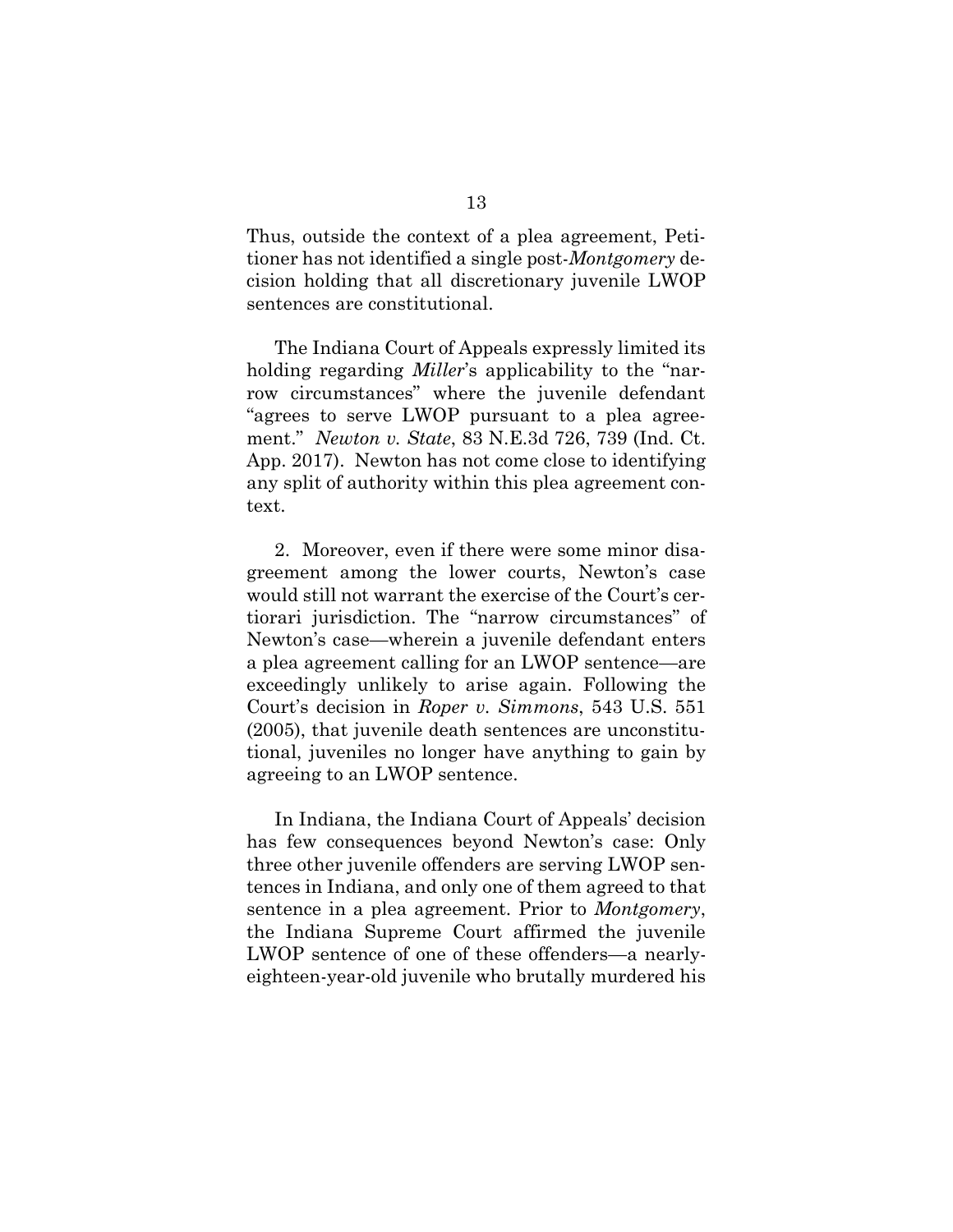Thus, outside the context of a plea agreement, Petitioner has not identified a single post-*Montgomery* decision holding that all discretionary juvenile LWOP sentences are constitutional.

The Indiana Court of Appeals expressly limited its holding regarding *Miller*'s applicability to the "narrow circumstances" where the juvenile defendant "agrees to serve LWOP pursuant to a plea agreement." *Newton v. State*, 83 N.E.3d 726, 739 (Ind. Ct. App. 2017). Newton has not come close to identifying any split of authority within this plea agreement context.

2. Moreover, even if there were some minor disagreement among the lower courts, Newton's case would still not warrant the exercise of the Court's certiorari jurisdiction. The "narrow circumstances" of Newton's case—wherein a juvenile defendant enters a plea agreement calling for an LWOP sentence—are exceedingly unlikely to arise again. Following the Court's decision in *Roper v. Simmons*, 543 U.S. 551 (2005), that juvenile death sentences are unconstitutional, juveniles no longer have anything to gain by agreeing to an LWOP sentence.

In Indiana, the Indiana Court of Appeals' decision has few consequences beyond Newton's case: Only three other juvenile offenders are serving LWOP sentences in Indiana, and only one of them agreed to that sentence in a plea agreement. Prior to *Montgomery*, the Indiana Supreme Court affirmed the juvenile LWOP sentence of one of these offenders—a nearly-eighteen-year-old juvenile who brutally murdered his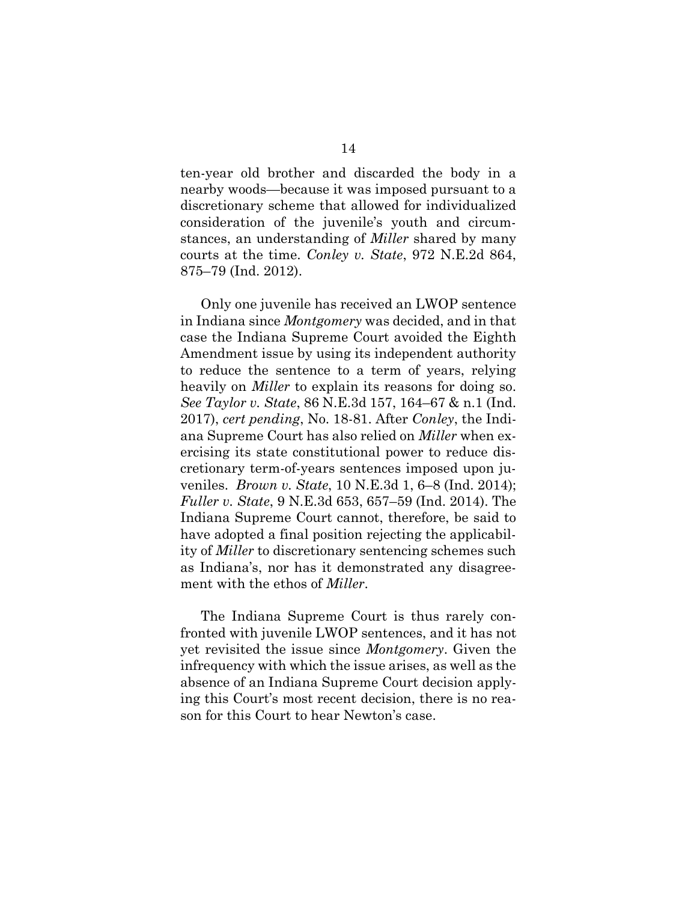ten-year old brother and discarded the body in a nearby woods—because it was imposed pursuant to a discretionary scheme that allowed for individualized consideration of the juvenile's youth and circumstances, an understanding of *Miller* shared by many courts at the time. *Conley v. State*, 972 N.E.2d 864, 875–79 (Ind. 2012).

Only one juvenile has received an LWOP sentence in Indiana since *Montgomery* was decided, and in that case the Indiana Supreme Court avoided the Eighth Amendment issue by using its independent authority to reduce the sentence to a term of years, relying heavily on *Miller* to explain its reasons for doing so. *See Taylor v. State*, 86 N.E.3d 157, 164–67 & n.1 (Ind. 2017), *cert pending*, No. 18-81. After *Conley*, the Indiana Supreme Court has also relied on *Miller* when exercising its state constitutional power to reduce discretionary term-of-years sentences imposed upon juveniles. *Brown v. State*, 10 N.E.3d 1, 6–8 (Ind. 2014); *Fuller v. State*, 9 N.E.3d 653, 657–59 (Ind. 2014). The Indiana Supreme Court cannot, therefore, be said to have adopted a final position rejecting the applicability of *Miller* to discretionary sentencing schemes such as Indiana's, nor has it demonstrated any disagreement with the ethos of *Miller*.

The Indiana Supreme Court is thus rarely confronted with juvenile LWOP sentences, and it has not yet revisited the issue since *Montgomery*. Given the infrequency with which the issue arises, as well as the absence of an Indiana Supreme Court decision applying this Court's most recent decision, there is no reason for this Court to hear Newton's case.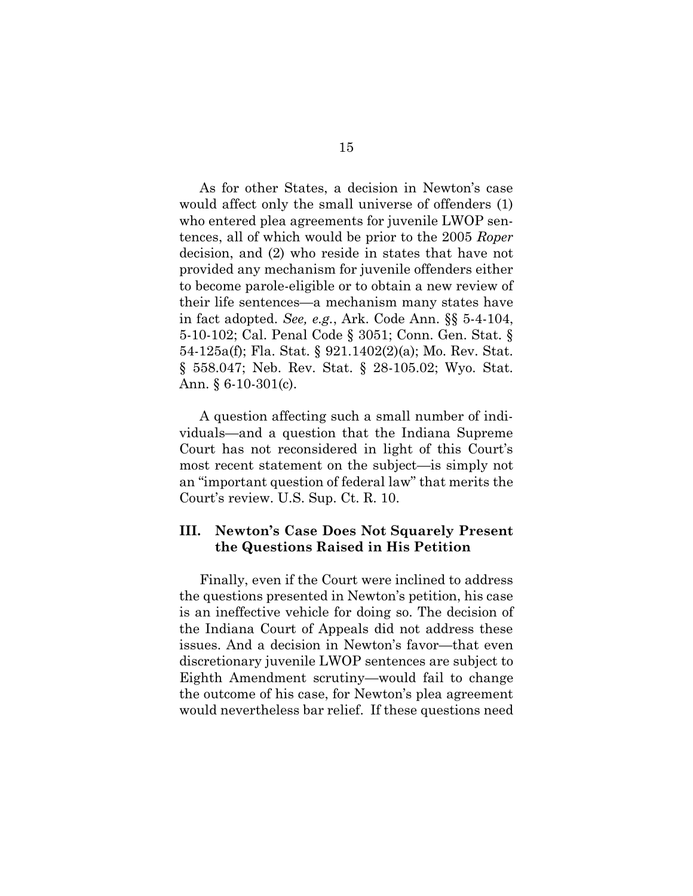As for other States, a decision in Newton's case would affect only the small universe of offenders (1) who entered plea agreements for juvenile LWOP sentences, all of which would be prior to the 2005 *Roper* decision, and (2) who reside in states that have not provided any mechanism for juvenile offenders either to become parole-eligible or to obtain a new review of their life sentences—a mechanism many states have in fact adopted. *See, e.g.*, Ark. Code Ann. §§ 5-4-104, 5-10-102; Cal. Penal Code § 3051; Conn. Gen. Stat. § 54-125a(f); Fla. Stat. § 921.1402(2)(a); Mo. Rev. Stat. § 558.047; Neb. Rev. Stat. § 28-105.02; Wyo. Stat. Ann. § 6-10-301(c).

A question affecting such a small number of individuals—and a question that the Indiana Supreme Court has not reconsidered in light of this Court's most recent statement on the subject—is simply not an "important question of federal law" that merits the Court's review. U.S. Sup. Ct. R. 10.

## III. Newton's Case Does Not Squarely Present the Questions Raised in His Petition

Finally, even if the Court were inclined to address the questions presented in Newton's petition, his case is an ineffective vehicle for doing so. The decision of the Indiana Court of Appeals did not address these issues. And a decision in Newton's favor—that even discretionary juvenile LWOP sentences are subject to Eighth Amendment scrutiny—would fail to change the outcome of his case, for Newton's plea agreement would nevertheless bar relief. If these questions need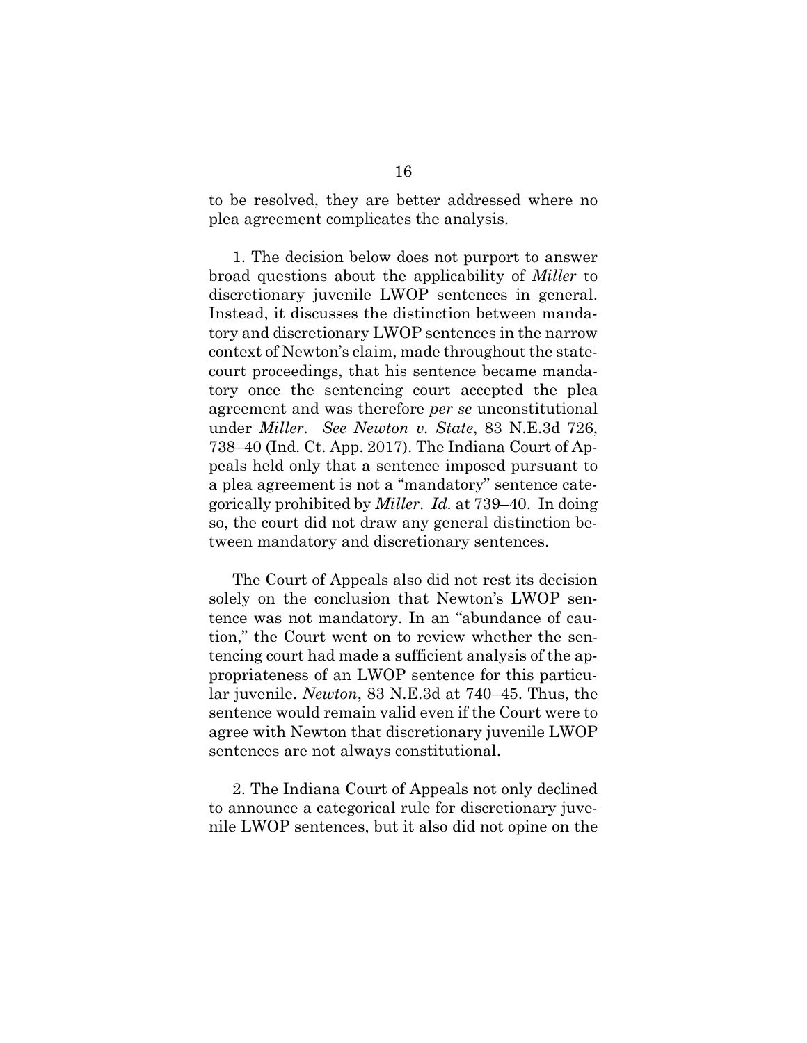to be resolved, they are better addressed where no plea agreement complicates the analysis.

1. The decision below does not purport to answer broad questions about the applicability of *Miller* to discretionary juvenile LWOP sentences in general. Instead, it discusses the distinction between mandatory and discretionary LWOP sentences in the narrow context of Newton's claim, made throughout the state-court proceedings, that his sentence became mandatory once the sentencing court accepted the plea agreement and was therefore *per se* unconstitutional under *Miller*. *See Newton v. State*, 83 N.E.3d 726, 738–40 (Ind. Ct. App. 2017). The Indiana Court of Appeals held only that a sentence imposed pursuant to a plea agreement is not a "mandatory" sentence categorically prohibited by *Miller*. *Id*. at 739–40. In doing so, the court did not draw any general distinction between mandatory and discretionary sentences.

The Court of Appeals also did not rest its decision solely on the conclusion that Newton's LWOP sentence was not mandatory. In an "abundance of caution," the Court went on to review whether the sentencing court had made a sufficient analysis of the appropriateness of an LWOP sentence for this particular juvenile. *Newton*, 83 N.E.3d at 740–45. Thus, the sentence would remain valid even if the Court were to agree with Newton that discretionary juvenile LWOP sentences are not always constitutional.

2. The Indiana Court of Appeals not only declined to announce a categorical rule for discretionary juvenile LWOP sentences, but it also did not opine on the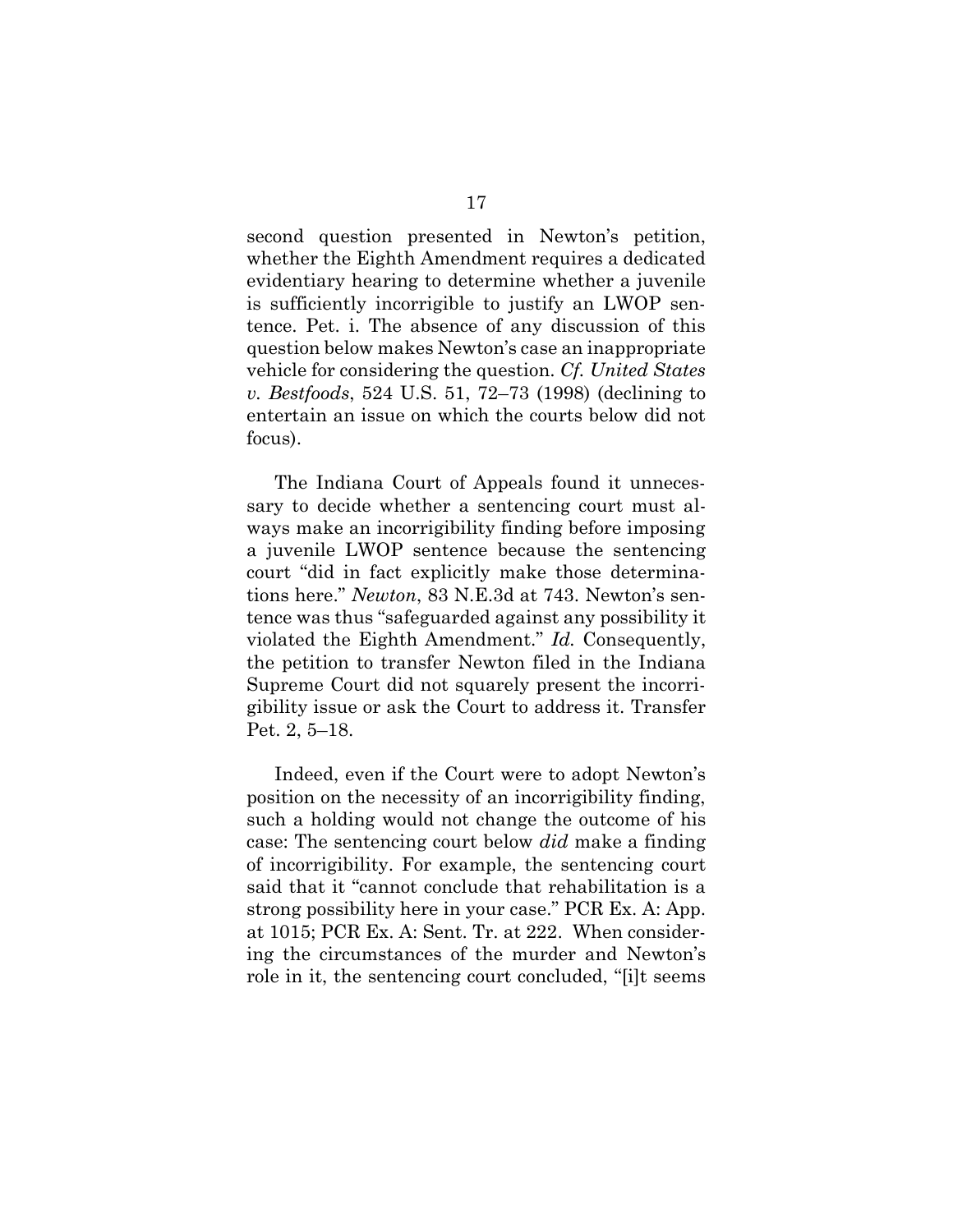second question presented in Newton's petition, whether the Eighth Amendment requires a dedicated evidentiary hearing to determine whether a juvenile is sufficiently incorrigible to justify an LWOP sentence. Pet. i. The absence of any discussion of this question below makes Newton's case an inappropriate vehicle for considering the question. *Cf. United States v. Bestfoods*, 524 U.S. 51, 72–73 (1998) (declining to entertain an issue on which the courts below did not focus).

The Indiana Court of Appeals found it unnecessary to decide whether a sentencing court must always make an incorrigibility finding before imposing a juvenile LWOP sentence because the sentencing court "did in fact explicitly make those determinations here." *Newton*, 83 N.E.3d at 743. Newton's sentence was thus "safeguarded against any possibility it violated the Eighth Amendment." *Id.* Consequently, the petition to transfer Newton filed in the Indiana Supreme Court did not squarely present the incorrigibility issue or ask the Court to address it. Transfer Pet. 2, 5–18.

Indeed, even if the Court were to adopt Newton's position on the necessity of an incorrigibility finding, such a holding would not change the outcome of his case: The sentencing court below *did* make a finding of incorrigibility. For example, the sentencing court said that it "cannot conclude that rehabilitation is a strong possibility here in your case." PCR Ex. A: App. at 1015; PCR Ex. A: Sent. Tr. at 222. When considering the circumstances of the murder and Newton's role in it, the sentencing court concluded, "[i]t seems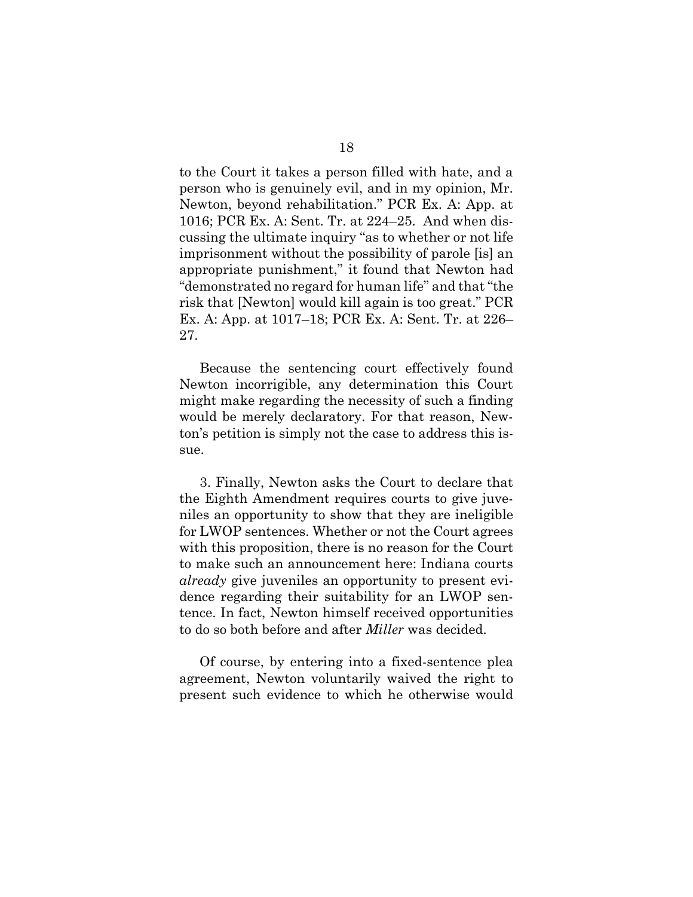to the Court it takes a person filled with hate, and a person who is genuinely evil, and in my opinion, Mr. Newton, beyond rehabilitation." PCR Ex. A: App. at 1016; PCR Ex. A: Sent. Tr. at 224–25. And when discussing the ultimate inquiry "as to whether or not life imprisonment without the possibility of parole [is] an appropriate punishment," it found that Newton had "demonstrated no regard for human life" and that "the risk that [Newton] would kill again is too great." PCR Ex. A: App. at 1017–18; PCR Ex. A: Sent. Tr. at 226–27.

Because the sentencing court effectively found Newton incorrigible, any determination this Court might make regarding the necessity of such a finding would be merely declaratory. For that reason, Newton's petition is simply not the case to address this issue.

3. Finally, Newton asks the Court to declare that the Eighth Amendment requires courts to give juveniles an opportunity to show that they are ineligible for LWOP sentences. Whether or not the Court agrees with this proposition, there is no reason for the Court to make such an announcement here: Indiana courts *already* give juveniles an opportunity to present evidence regarding their suitability for an LWOP sentence. In fact, Newton himself received opportunities to do so both before and after *Miller* was decided.

Of course, by entering into a fixed-sentence plea agreement, Newton voluntarily waived the right to present such evidence to which he otherwise would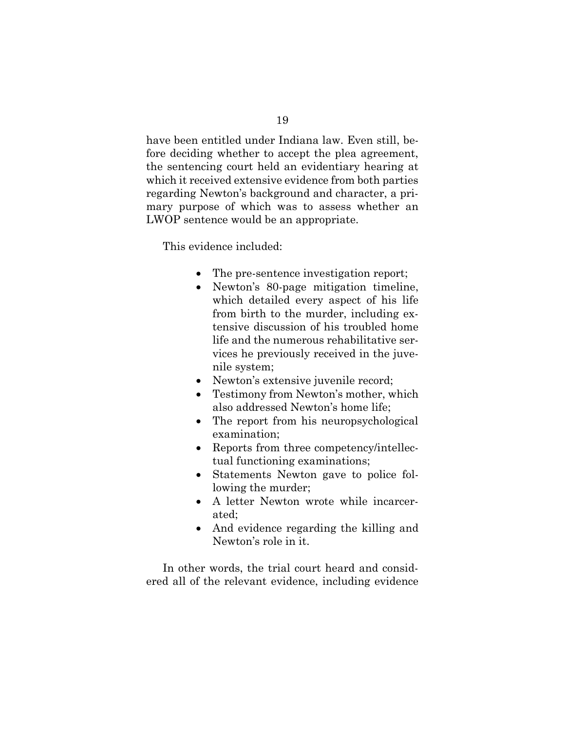have been entitled under Indiana law. Even still, before deciding whether to accept the plea agreement, the sentencing court held an evidentiary hearing at which it received extensive evidence from both parties regarding Newton's background and character, a primary purpose of which was to assess whether an LWOP sentence would be an appropriate.

This evidence included:

- The pre-sentence investigation report;
- Newton's 80-page mitigation timeline, which detailed every aspect of his life from birth to the murder, including extensive discussion of his troubled home life and the numerous rehabilitative services he previously received in the juvenile system;
- Newton's extensive juvenile record;
- Testimony from Newton's mother, which also addressed Newton's home life;
- The report from his neuropsychological examination;
- Reports from three competency/intellectual functioning examinations;
- Statements Newton gave to police following the murder;
- A letter Newton wrote while incarcerated;
- And evidence regarding the killing and Newton's role in it.

In other words, the trial court heard and considered all of the relevant evidence, including evidence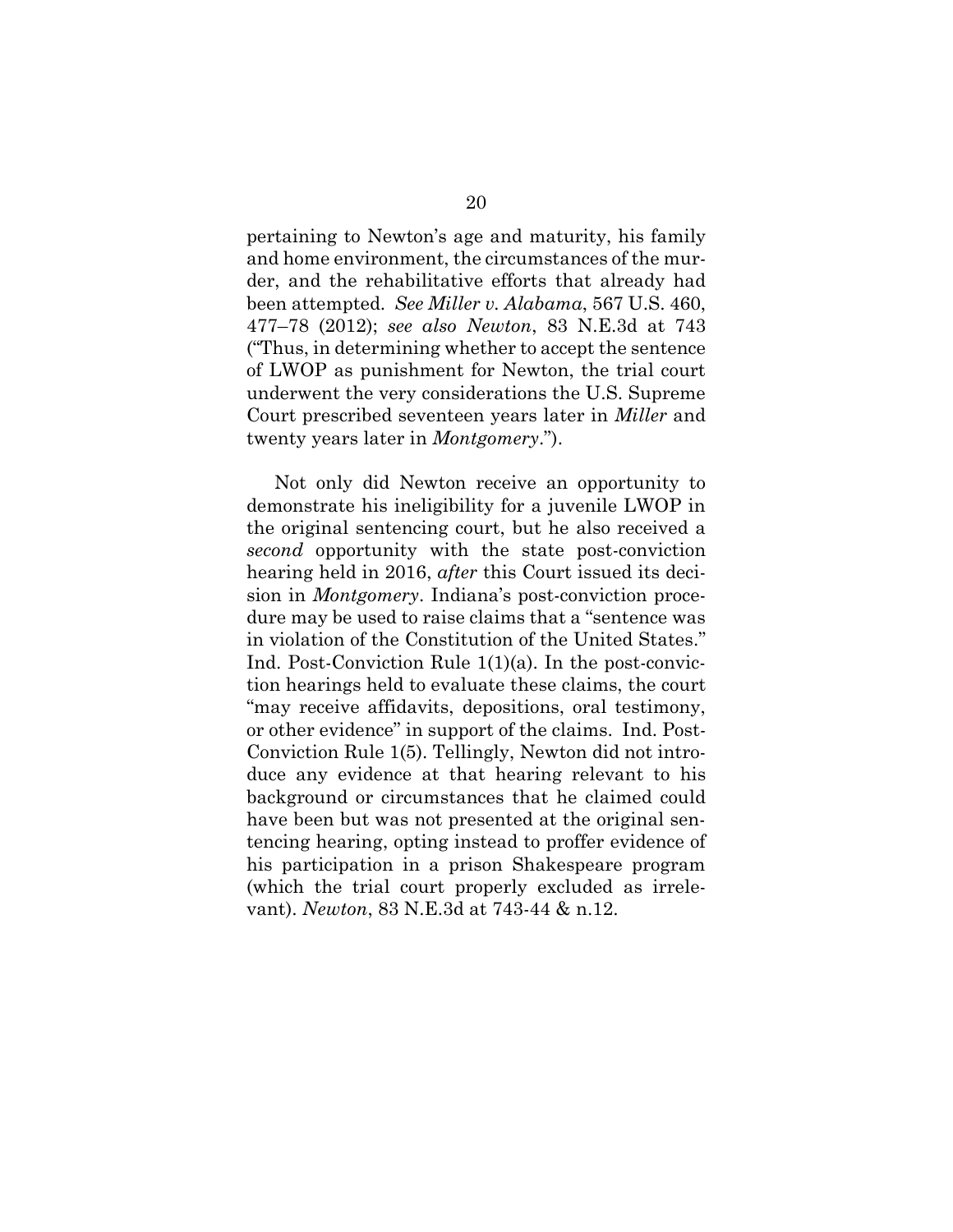pertaining to Newton's age and maturity, his family and home environment, the circumstances of the murder, and the rehabilitative efforts that already had been attempted. *See Miller v. Alabama*, 567 U.S. 460, 477–78 (2012); *see also Newton*, 83 N.E.3d at 743 ("Thus, in determining whether to accept the sentence of LWOP as punishment for Newton, the trial court underwent the very considerations the U.S. Supreme Court prescribed seventeen years later in *Miller* and twenty years later in *Montgomery*.").

Not only did Newton receive an opportunity to demonstrate his ineligibility for a juvenile LWOP in the original sentencing court, but he also received a *second* opportunity with the state post-conviction hearing held in 2016, *after* this Court issued its decision in *Montgomery*. Indiana's post-conviction procedure may be used to raise claims that a "sentence was in violation of the Constitution of the United States." Ind. Post-Conviction Rule 1(1)(a). In the post-conviction hearings held to evaluate these claims, the court "may receive affidavits, depositions, oral testimony, or other evidence" in support of the claims. Ind. Post-Conviction Rule 1(5). Tellingly, Newton did not introduce any evidence at that hearing relevant to his background or circumstances that he claimed could have been but was not presented at the original sentencing hearing, opting instead to proffer evidence of his participation in a prison Shakespeare program (which the trial court properly excluded as irrelevant). *Newton*, 83 N.E.3d at 743-44 & n.12.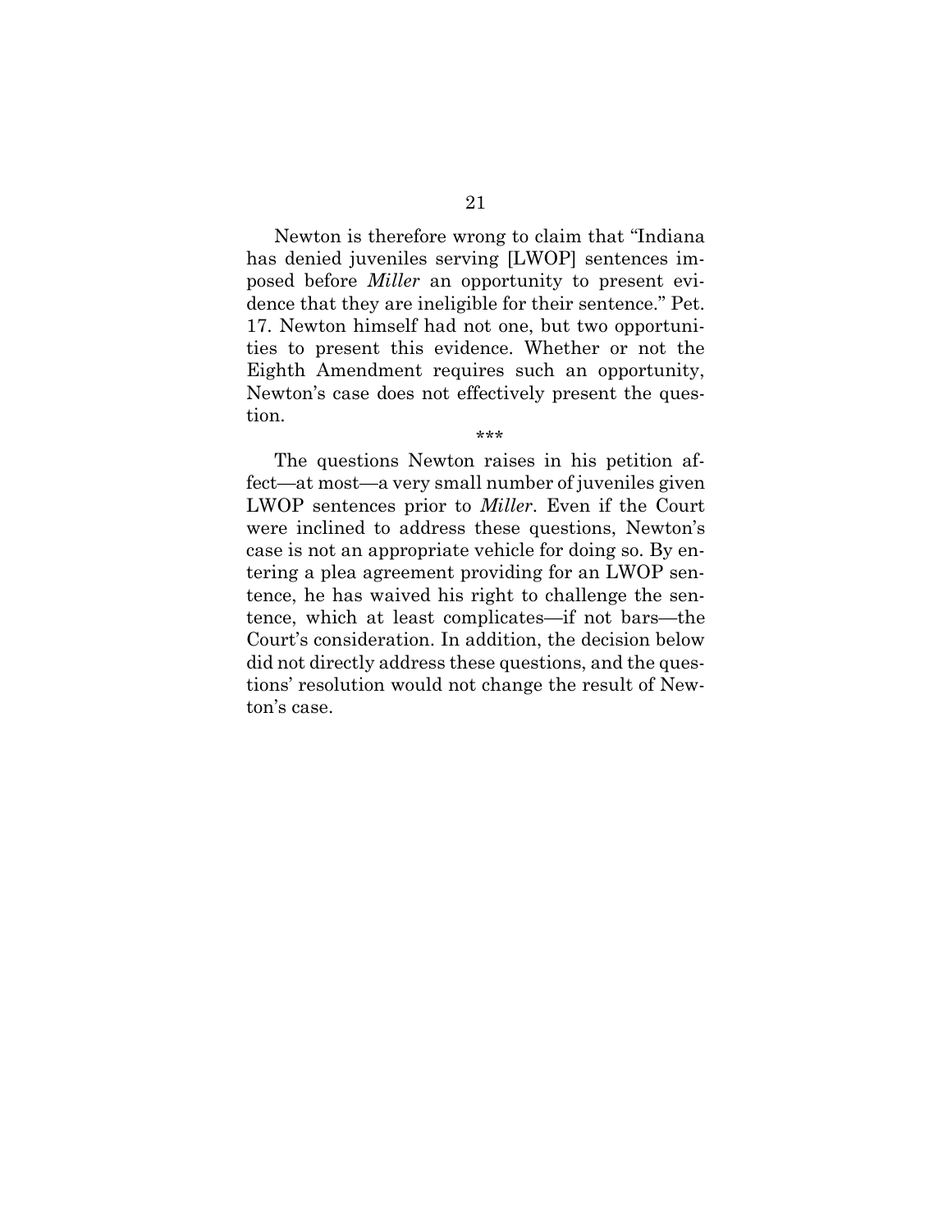Newton is therefore wrong to claim that "Indiana has denied juveniles serving [LWOP] sentences imposed before *Miller* an opportunity to present evidence that they are ineligible for their sentence." Pet. 17. Newton himself had not one, but two opportunities to present this evidence. Whether or not the Eighth Amendment requires such an opportunity, Newton's case does not effectively present the question.

\*\*\*

The questions Newton raises in his petition affect—at most—a very small number of juveniles given LWOP sentences prior to *Miller*. Even if the Court were inclined to address these questions, Newton's case is not an appropriate vehicle for doing so. By entering a plea agreement providing for an LWOP sentence, he has waived his right to challenge the sentence, which at least complicates—if not bars—the Court's consideration. In addition, the decision below did not directly address these questions, and the questions' resolution would not change the result of Newton's case.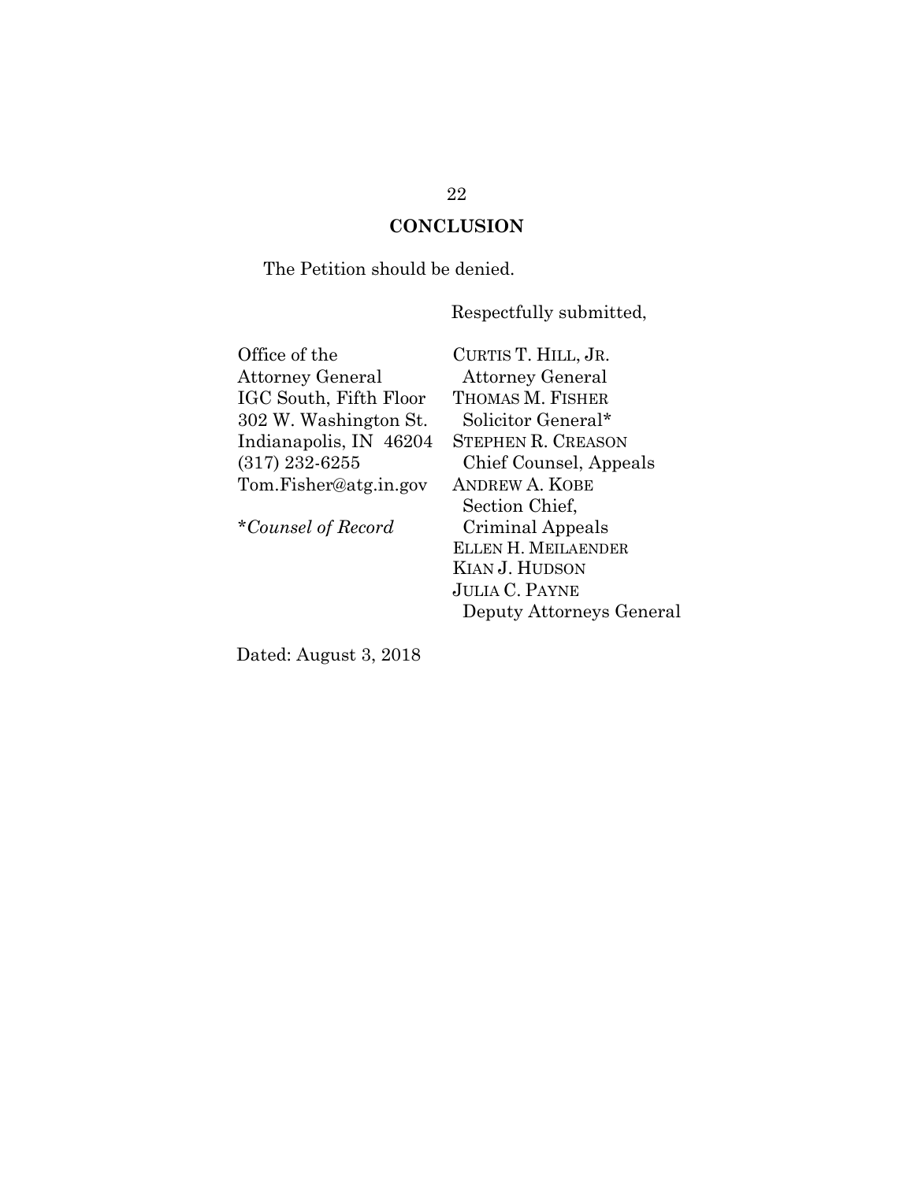## CONCLUSION

The Petition should be denied.

Respectfully submitted,

Office of the Attorney General
IGC South, Fifth Floor
302 W. Washington St.
Indianapolis, IN 46204
(317) 232-6255
Tom.Fisher@atg.in.gov

*\*Counsel of Record*

CURTIS T. HILL, JR.
Attorney General
THOMAS M. FISHER
Solicitor General*
STEPHEN R. CREASON
Chief Counsel, Appeals
ANDREW A. KOBE
Section Chief,
Criminal Appeals
ELLEN H. MEILAENDER
KIAN J. HUDSON
JULIA C. PAYNE
Deputy Attorneys General

Dated: August 3, 2018